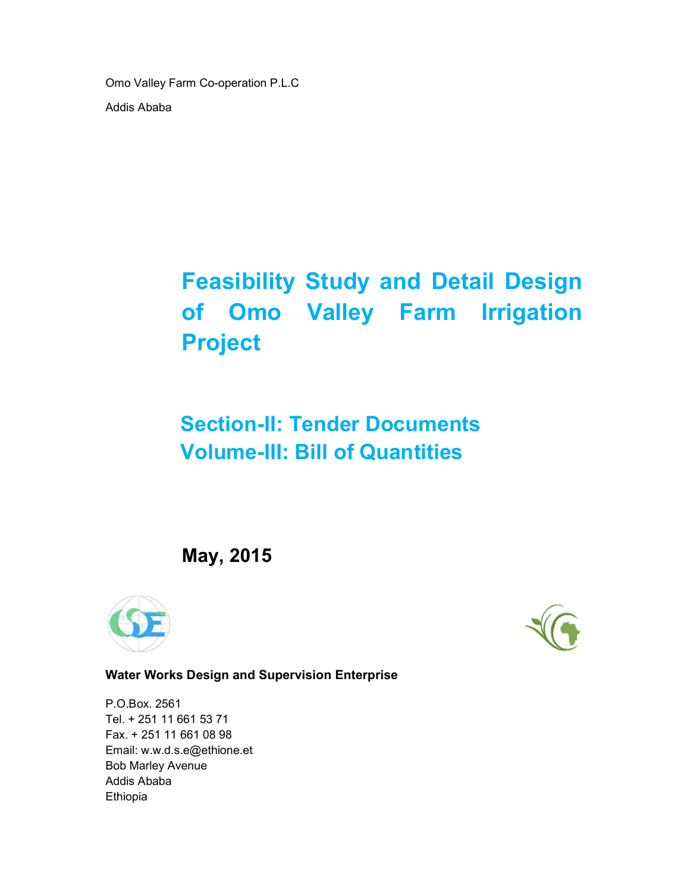Omo Valley Farm Co-operation P.L.C

Addis Ababa

# Feasibility Study and Detail Design of Omo Valley Farm Irrigation Project

## Section-II: Tender Documents
## Volume-III: Bill of Quantities

**May, 2015**

**Water Works Design and Supervision Enterprise**

P.O.Box. 2561
Tel. + 251 11 661 53 71
Fax. + 251 11 661 08 98
Email: w.w.d.s.e@ethione.et
Bob Marley Avenue
Addis Ababa
Ethiopia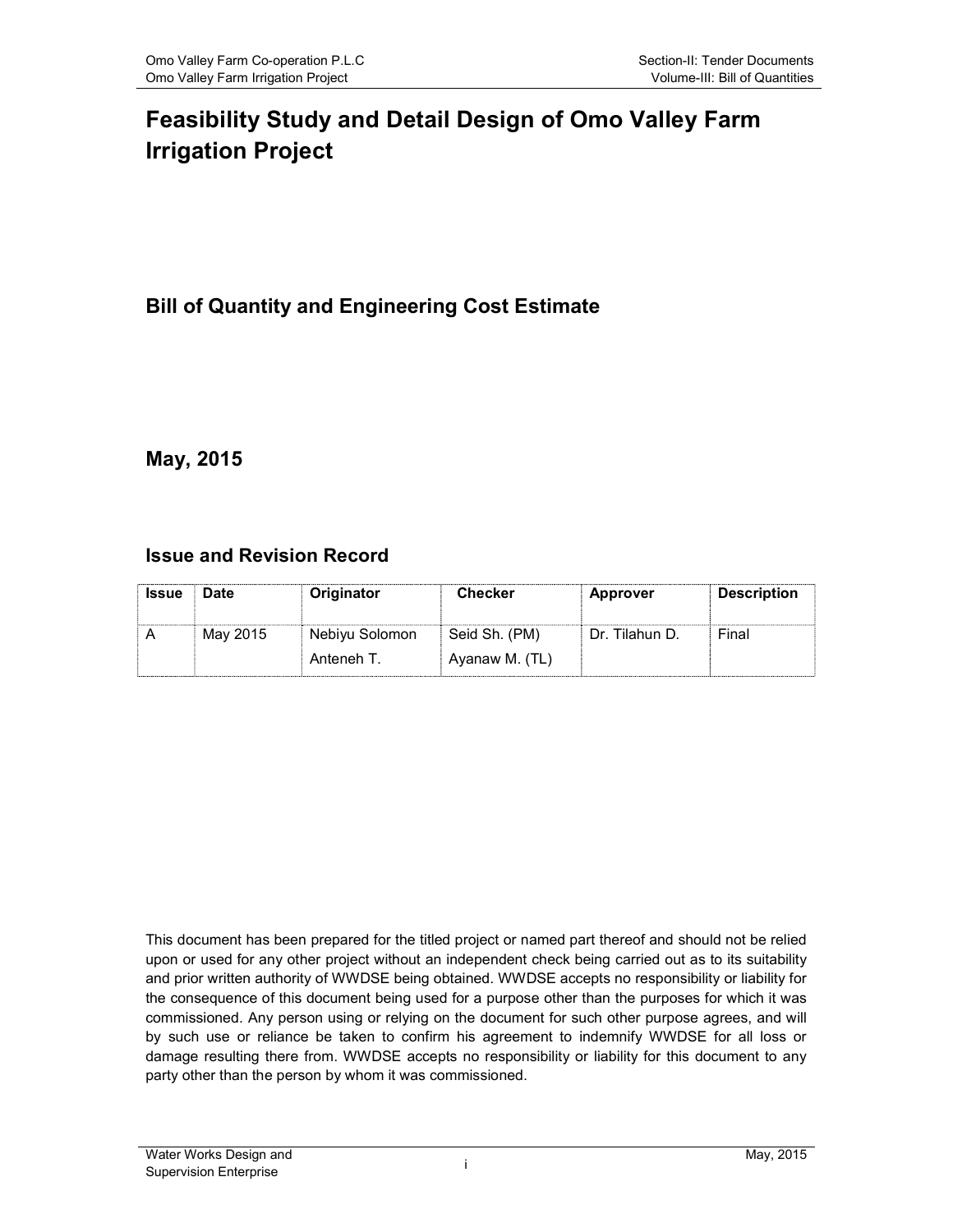# Feasibility Study and Detail Design of Omo Valley Farm Irrigation Project

## Bill of Quantity and Engineering Cost Estimate

## May, 2015

## Issue and Revision Record

| Issue | Date | Originator | Checker | Approver | Description |
|---|---|---|---|---|---|
| A | May 2015 | Nebiyu Solomon<br>Anteneh T. | Seid Sh. (PM)<br>Ayanaw M. (TL) | Dr. Tilahun D. | Final |

This document has been prepared for the titled project or named part thereof and should not be relied upon or used for any other project without an independent check being carried out as to its suitability and prior written authority of WWDSE being obtained. WWDSE accepts no responsibility or liability for the consequence of this document being used for a purpose other than the purposes for which it was commissioned. Any person using or relying on the document for such other purpose agrees, and will by such use or reliance be taken to confirm his agreement to indemnify WWDSE for all loss or damage resulting there from. WWDSE accepts no responsibility or liability for this document to any party other than the person by whom it was commissioned.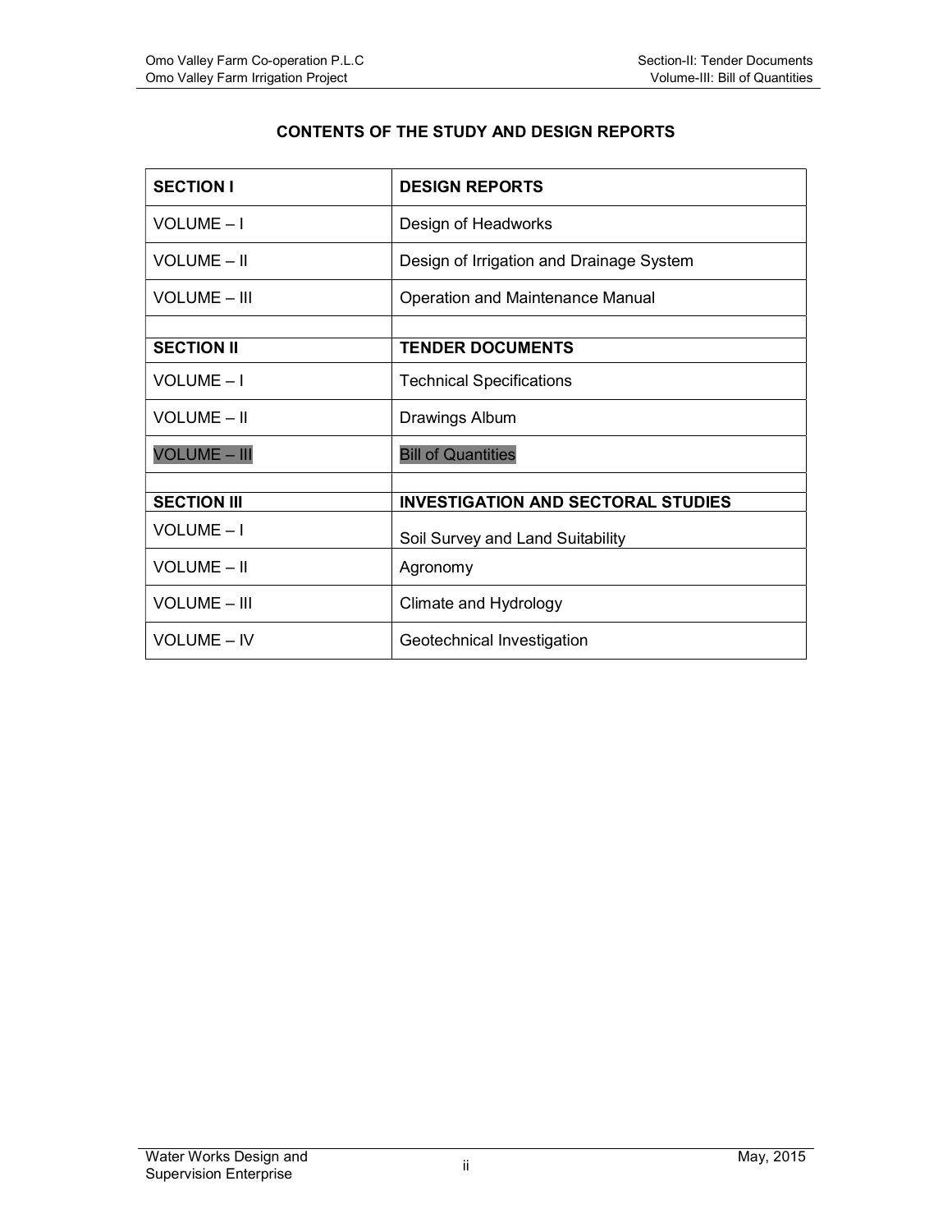## CONTENTS OF THE STUDY AND DESIGN REPORTS

| **SECTION I** | **DESIGN REPORTS** |
|---|---|
| VOLUME – I | Design of Headworks |
| VOLUME – II | Design of Irrigation and Drainage System |
| VOLUME – III | Operation and Maintenance Manual |
| | |
| **SECTION II** | **TENDER DOCUMENTS** |
| VOLUME – I | Technical Specifications |
| VOLUME – II | Drawings Album |
| VOLUME – III | Bill of Quantities |
| | |
| **SECTION III** | **INVESTIGATION AND SECTORAL STUDIES** |
| VOLUME – I | Soil Survey and Land Suitability |
| VOLUME – II | Agronomy |
| VOLUME – III | Climate and Hydrology |
| VOLUME – IV | Geotechnical Investigation |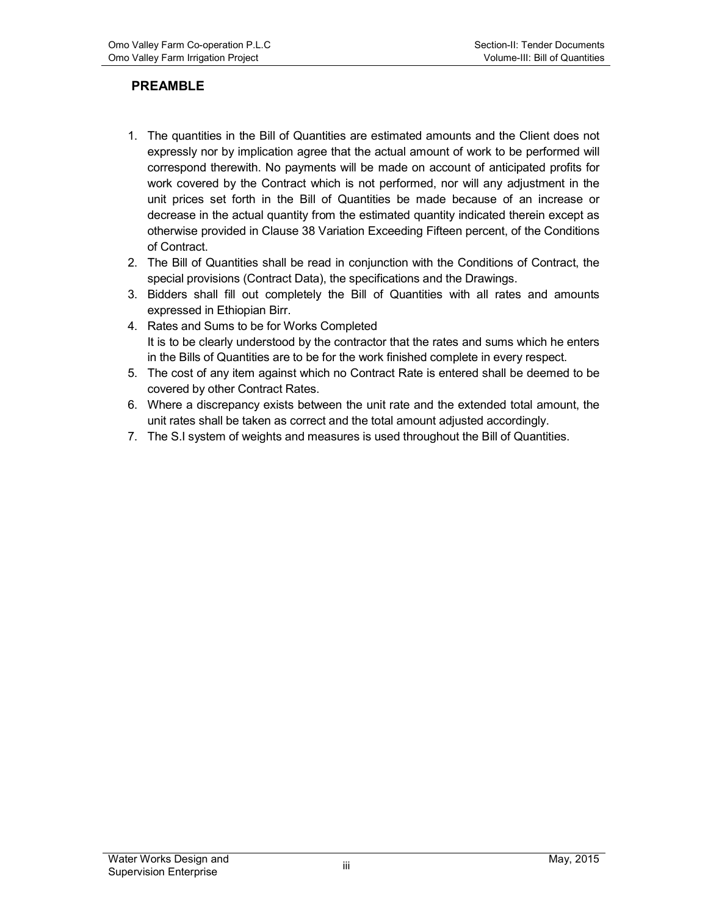## PREAMBLE

1. The quantities in the Bill of Quantities are estimated amounts and the Client does not expressly nor by implication agree that the actual amount of work to be performed will correspond therewith. No payments will be made on account of anticipated profits for work covered by the Contract which is not performed, nor will any adjustment in the unit prices set forth in the Bill of Quantities be made because of an increase or decrease in the actual quantity from the estimated quantity indicated therein except as otherwise provided in Clause 38 Variation Exceeding Fifteen percent, of the Conditions of Contract.
2. The Bill of Quantities shall be read in conjunction with the Conditions of Contract, the special provisions (Contract Data), the specifications and the Drawings.
3. Bidders shall fill out completely the Bill of Quantities with all rates and amounts expressed in Ethiopian Birr.
4. Rates and Sums to be for Works Completed
   It is to be clearly understood by the contractor that the rates and sums which he enters in the Bills of Quantities are to be for the work finished complete in every respect.
5. The cost of any item against which no Contract Rate is entered shall be deemed to be covered by other Contract Rates.
6. Where a discrepancy exists between the unit rate and the extended total amount, the unit rates shall be taken as correct and the total amount adjusted accordingly.
7. The S.I system of weights and measures is used throughout the Bill of Quantities.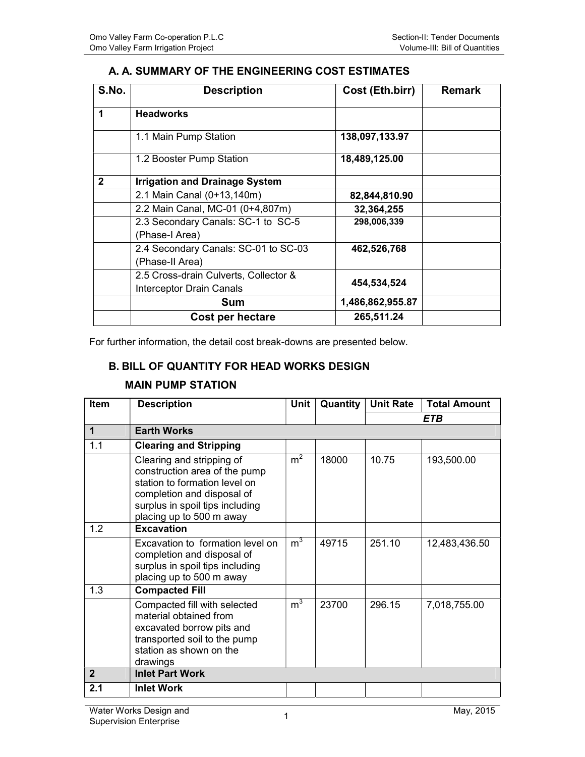## A. A. SUMMARY OF THE ENGINEERING COST ESTIMATES

| S.No. | Description | Cost (Eth.birr) | Remark |
|---|---|---|---|
| 1 | **Headworks** | | |
| | 1.1 Main Pump Station | **138,097,133.97** | |
| | 1.2 Booster Pump Station | **18,489,125.00** | |
| 2 | **Irrigation and Drainage System** | | |
| | 2.1 Main Canal (0+13,140m) | **82,844,810.90** | |
| | 2.2 Main Canal, MC-01 (0+4,807m) | **32,364,255** | |
| | 2.3 Secondary Canals: SC-1 to SC-5 (Phase-I Area) | **298,006,339** | |
| | 2.4 Secondary Canals: SC-01 to SC-03 (Phase-II Area) | **462,526,768** | |
| | 2.5 Cross-drain Culverts, Collector & Interceptor Drain Canals | **454,534,524** | |
| | **Sum** | **1,486,862,955.87** | |
| | **Cost per hectare** | **265,511.24** | |

For further information, the detail cost break-downs are presented below.

## B. BILL OF QUANTITY FOR HEAD WORKS DESIGN

### MAIN PUMP STATION

| Item | Description | Unit | Quantity | Unit Rate | Total Amount |
|---|---|---|---|---|---|
| | | | | | ***ETB*** |
| **1** | **Earth Works** | | | | |
| 1.1 | **Clearing and Stripping** | | | | |
| | Clearing and stripping of construction area of the pump station to formation level on completion and disposal of surplus in spoil tips including placing up to 500 m away | $m^2$ | 18000 | 10.75 | 193,500.00 |
| 1.2 | **Excavation** | | | | |
| | Excavation to formation level on completion and disposal of surplus in spoil tips including placing up to 500 m away | $m^3$ | 49715 | 251.10 | 12,483,436.50 |
| 1.3 | **Compacted Fill** | | | | |
| | Compacted fill with selected material obtained from excavated borrow pits and transported soil to the pump station as shown on the drawings | $m^3$ | 23700 | 296.15 | 7,018,755.00 |
| **2** | **Inlet Part Work** | | | | |
| **2.1** | **Inlet Work** | | | | |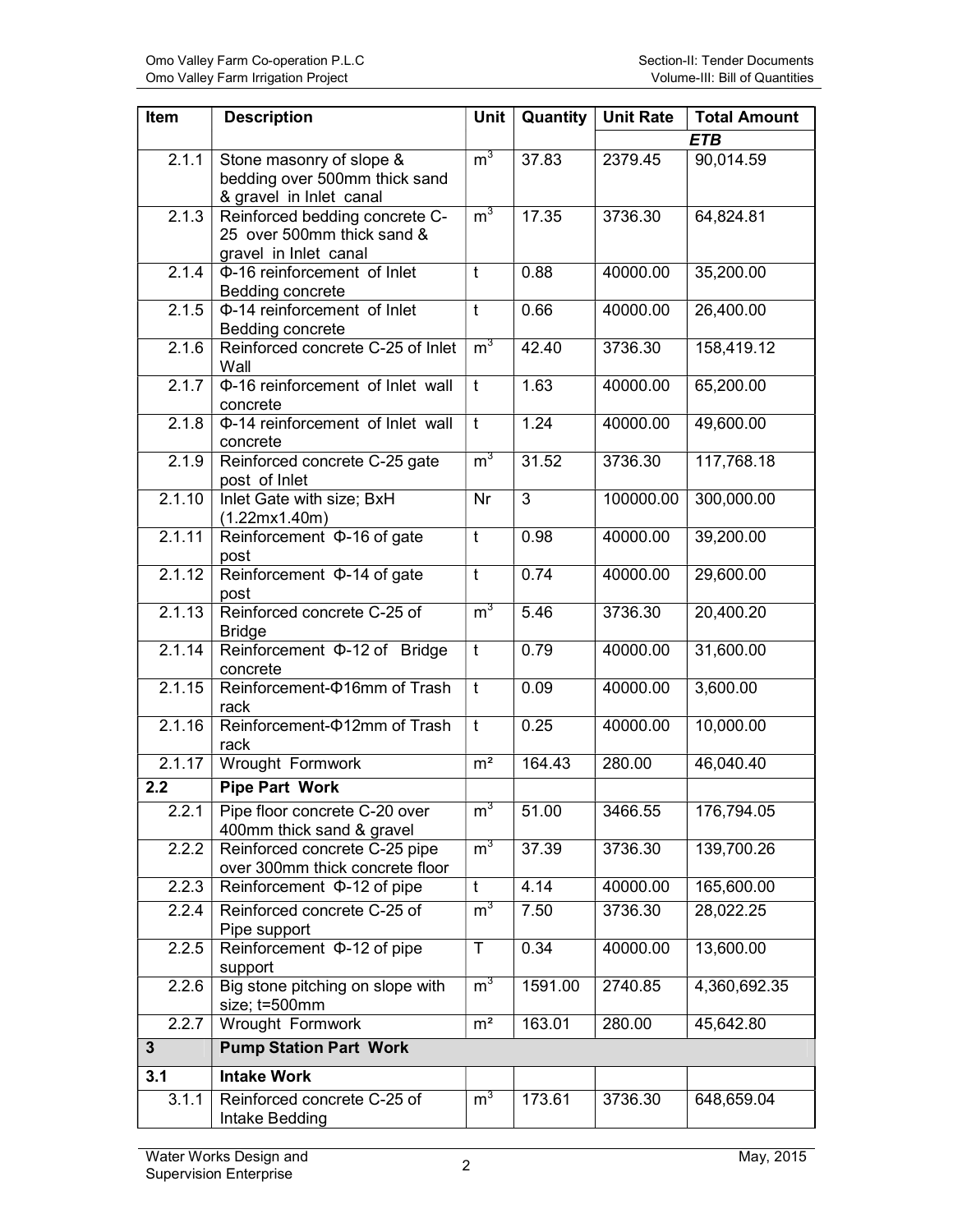| Item | Description | Unit | Quantity | Unit Rate | Total Amount |
|---|---|---|---|---|---|
| | | | | *ETB* | |
| 2.1.1 | Stone masonry of slope & bedding over 500mm thick sand & gravel in Inlet canal | $m^3$ | 37.83 | 2379.45 | 90,014.59 |
| 2.1.3 | Reinforced bedding concrete C-25 over 500mm thick sand & gravel in Inlet canal | $m^3$ | 17.35 | 3736.30 | 64,824.81 |
| 2.1.4 | Φ-16 reinforcement of Inlet Bedding concrete | t | 0.88 | 40000.00 | 35,200.00 |
| 2.1.5 | Φ-14 reinforcement of Inlet Bedding concrete | t | 0.66 | 40000.00 | 26,400.00 |
| 2.1.6 | Reinforced concrete C-25 of Inlet Wall | $m^3$ | 42.40 | 3736.30 | 158,419.12 |
| 2.1.7 | Φ-16 reinforcement of Inlet wall concrete | t | 1.63 | 40000.00 | 65,200.00 |
| 2.1.8 | Φ-14 reinforcement of Inlet wall concrete | t | 1.24 | 40000.00 | 49,600.00 |
| 2.1.9 | Reinforced concrete C-25 gate post of Inlet | $m^3$ | 31.52 | 3736.30 | 117,768.18 |
| 2.1.10 | Inlet Gate with size; BxH (1.22mx1.40m) | Nr | 3 | 100000.00 | 300,000.00 |
| 2.1.11 | Reinforcement Φ-16 of gate post | t | 0.98 | 40000.00 | 39,200.00 |
| 2.1.12 | Reinforcement Φ-14 of gate post | t | 0.74 | 40000.00 | 29,600.00 |
| 2.1.13 | Reinforced concrete C-25 of Bridge | $m^3$ | 5.46 | 3736.30 | 20,400.20 |
| 2.1.14 | Reinforcement Φ-12 of Bridge concrete | t | 0.79 | 40000.00 | 31,600.00 |
| 2.1.15 | Reinforcement-Φ16mm of Trash rack | t | 0.09 | 40000.00 | 3,600.00 |
| 2.1.16 | Reinforcement-Φ12mm of Trash rack | t | 0.25 | 40000.00 | 10,000.00 |
| 2.1.17 | Wrought Formwork | m² | 164.43 | 280.00 | 46,040.40 |
| **2.2** | **Pipe Part Work** | | | | |
| 2.2.1 | Pipe floor concrete C-20 over 400mm thick sand & gravel | $m^3$ | 51.00 | 3466.55 | 176,794.05 |
| 2.2.2 | Reinforced concrete C-25 pipe over 300mm thick concrete floor | $m^3$ | 37.39 | 3736.30 | 139,700.26 |
| 2.2.3 | Reinforcement Φ-12 of pipe | t | 4.14 | 40000.00 | 165,600.00 |
| 2.2.4 | Reinforced concrete C-25 of Pipe support | $m^3$ | 7.50 | 3736.30 | 28,022.25 |
| 2.2.5 | Reinforcement Φ-12 of pipe support | T | 0.34 | 40000.00 | 13,600.00 |
| 2.2.6 | Big stone pitching on slope with size; t=500mm | $m^3$ | 1591.00 | 2740.85 | 4,360,692.35 |
| 2.2.7 | Wrought Formwork | m² | 163.01 | 280.00 | 45,642.80 |
| **3** | **Pump Station Part Work** | | | | |
| **3.1** | **Intake Work** | | | | |
| 3.1.1 | Reinforced concrete C-25 of Intake Bedding | $m^3$ | 173.61 | 3736.30 | 648,659.04 |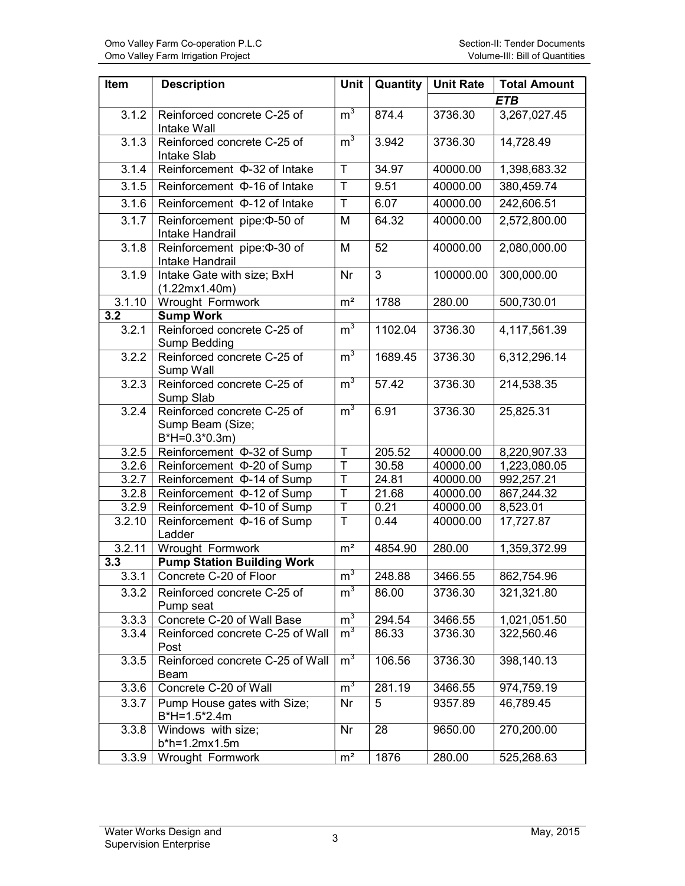| Item | Description | Unit | Quantity | Unit Rate | Total Amount |
|---|---|---|---|---|---|
| | | | | ETB | |
| 3.1.2 | Reinforced concrete C-25 of Intake Wall | $m^3$ | 874.4 | 3736.30 | 3,267,027.45 |
| 3.1.3 | Reinforced concrete C-25 of Intake Slab | $m^3$ | 3.942 | 3736.30 | 14,728.49 |
| 3.1.4 | Reinforcement Φ-32 of Intake | T | 34.97 | 40000.00 | 1,398,683.32 |
| 3.1.5 | Reinforcement Φ-16 of Intake | T | 9.51 | 40000.00 | 380,459.74 |
| 3.1.6 | Reinforcement Φ-12 of Intake | T | 6.07 | 40000.00 | 242,606.51 |
| 3.1.7 | Reinforcement pipe:Φ-50 of Intake Handrail | M | 64.32 | 40000.00 | 2,572,800.00 |
| 3.1.8 | Reinforcement pipe:Φ-30 of Intake Handrail | M | 52 | 40000.00 | 2,080,000.00 |
| 3.1.9 | Intake Gate with size; BxH (1.22mx1.40m) | Nr | 3 | 100000.00 | 300,000.00 |
| 3.1.10 | Wrought Formwork | m² | 1788 | 280.00 | 500,730.01 |
| **3.2** | **Sump Work** | | | | |
| 3.2.1 | Reinforced concrete C-25 of Sump Bedding | $m^3$ | 1102.04 | 3736.30 | 4,117,561.39 |
| 3.2.2 | Reinforced concrete C-25 of Sump Wall | $m^3$ | 1689.45 | 3736.30 | 6,312,296.14 |
| 3.2.3 | Reinforced concrete C-25 of Sump Slab | $m^3$ | 57.42 | 3736.30 | 214,538.35 |
| 3.2.4 | Reinforced concrete C-25 of Sump Beam (Size; B*H=0.3*0.3m) | $m^3$ | 6.91 | 3736.30 | 25,825.31 |
| 3.2.5 | Reinforcement Φ-32 of Sump | T | 205.52 | 40000.00 | 8,220,907.33 |
| 3.2.6 | Reinforcement Φ-20 of Sump | T | 30.58 | 40000.00 | 1,223,080.05 |
| 3.2.7 | Reinforcement Φ-14 of Sump | T | 24.81 | 40000.00 | 992,257.21 |
| 3.2.8 | Reinforcement Φ-12 of Sump | T | 21.68 | 40000.00 | 867,244.32 |
| 3.2.9 | Reinforcement Φ-10 of Sump | T | 0.21 | 40000.00 | 8,523.01 |
| 3.2.10 | Reinforcement Φ-16 of Sump Ladder | T | 0.44 | 40000.00 | 17,727.87 |
| 3.2.11 | Wrought Formwork | m² | 4854.90 | 280.00 | 1,359,372.99 |
| **3.3** | **Pump Station Building Work** | | | | |
| 3.3.1 | Concrete C-20 of Floor | $m^3$ | 248.88 | 3466.55 | 862,754.96 |
| 3.3.2 | Reinforced concrete C-25 of Pump seat | $m^3$ | 86.00 | 3736.30 | 321,321.80 |
| 3.3.3 | Concrete C-20 of Wall Base | $m^3$ | 294.54 | 3466.55 | 1,021,051.50 |
| 3.3.4 | Reinforced concrete C-25 of Wall Post | $m^3$ | 86.33 | 3736.30 | 322,560.46 |
| 3.3.5 | Reinforced concrete C-25 of Wall Beam | $m^3$ | 106.56 | 3736.30 | 398,140.13 |
| 3.3.6 | Concrete C-20 of Wall | $m^3$ | 281.19 | 3466.55 | 974,759.19 |
| 3.3.7 | Pump House gates with Size; B*H=1.5*2.4m | Nr | 5 | 9357.89 | 46,789.45 |
| 3.3.8 | Windows with size; b*h=1.2mx1.5m | Nr | 28 | 9650.00 | 270,200.00 |
| 3.3.9 | Wrought Formwork | m² | 1876 | 280.00 | 525,268.63 |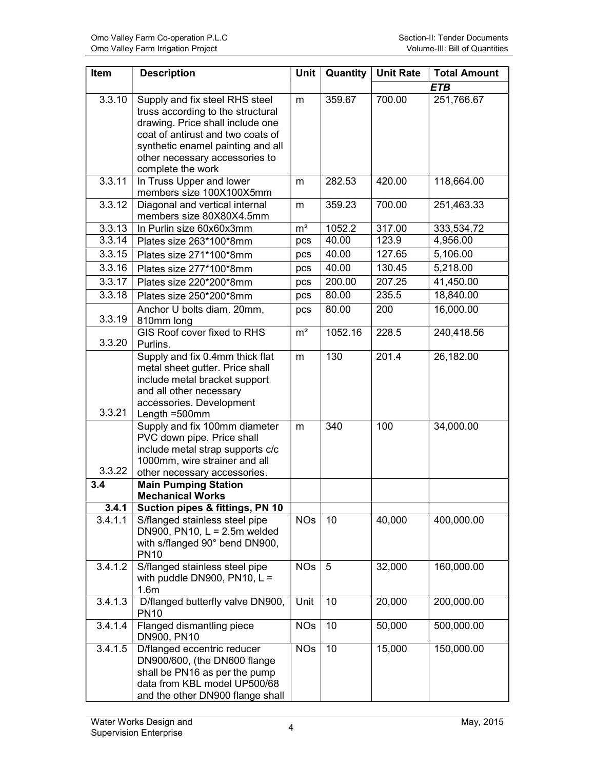| Item | Description | Unit | Quantity | Unit Rate | Total Amount |
|---|---|---|---|---|---|
| | | | | | *ETB* |
| 3.3.10 | Supply and fix steel RHS steel truss according to the structural drawing. Price shall include one coat of antirust and two coats of synthetic enamel painting and all other necessary accessories to complete the work | m | 359.67 | 700.00 | 251,766.67 |
| 3.3.11 | In Truss Upper and lower members size 100X100X5mm | m | 282.53 | 420.00 | 118,664.00 |
| 3.3.12 | Diagonal and vertical internal members size 80X80X4.5mm | m | 359.23 | 700.00 | 251,463.33 |
| 3.3.13 | In Purlin size 60x60x3mm | m² | 1052.2 | 317.00 | 333,534.72 |
| 3.3.14 | Plates size 263*100*8mm | pcs | 40.00 | 123.9 | 4,956.00 |
| 3.3.15 | Plates size 271*100*8mm | pcs | 40.00 | 127.65 | 5,106.00 |
| 3.3.16 | Plates size 277*100*8mm | pcs | 40.00 | 130.45 | 5,218.00 |
| 3.3.17 | Plates size 220*200*8mm | pcs | 200.00 | 207.25 | 41,450.00 |
| 3.3.18 | Plates size 250*200*8mm | pcs | 80.00 | 235.5 | 18,840.00 |
| 3.3.19 | Anchor U bolts diam. 20mm, 810mm long | pcs | 80.00 | 200 | 16,000.00 |
| 3.3.20 | GIS Roof cover fixed to RHS Purlins. | m² | 1052.16 | 228.5 | 240,418.56 |
| 3.3.21 | Supply and fix 0.4mm thick flat metal sheet gutter. Price shall include metal bracket support and all other necessary accessories. Development Length =500mm | m | 130 | 201.4 | 26,182.00 |
| 3.3.22 | Supply and fix 100mm diameter PVC down pipe. Price shall include metal strap supports c/c 1000mm, wire strainer and all other necessary accessories. | m | 340 | 100 | 34,000.00 |
| **3.4** | **Main Pumping Station Mechanical Works** | | | | |
| **3.4.1** | **Suction pipes & fittings, PN 10** | | | | |
| 3.4.1.1 | S/flanged stainless steel pipe DN900, PN10, L = 2.5m welded with s/flanged 90° bend DN900, PN10 | NOs | 10 | 40,000 | 400,000.00 |
| 3.4.1.2 | S/flanged stainless steel pipe with puddle DN900, PN10, L = 1.6m | NOs | 5 | 32,000 | 160,000.00 |
| 3.4.1.3 | D/flanged butterfly valve DN900, PN10 | Unit | 10 | 20,000 | 200,000.00 |
| 3.4.1.4 | Flanged dismantling piece DN900, PN10 | NOs | 10 | 50,000 | 500,000.00 |
| 3.4.1.5 | D/flanged eccentric reducer DN900/600, (the DN600 flange shall be PN16 as per the pump data from KBL model UP500/68 and the other DN900 flange shall | NOs | 10 | 15,000 | 150,000.00 |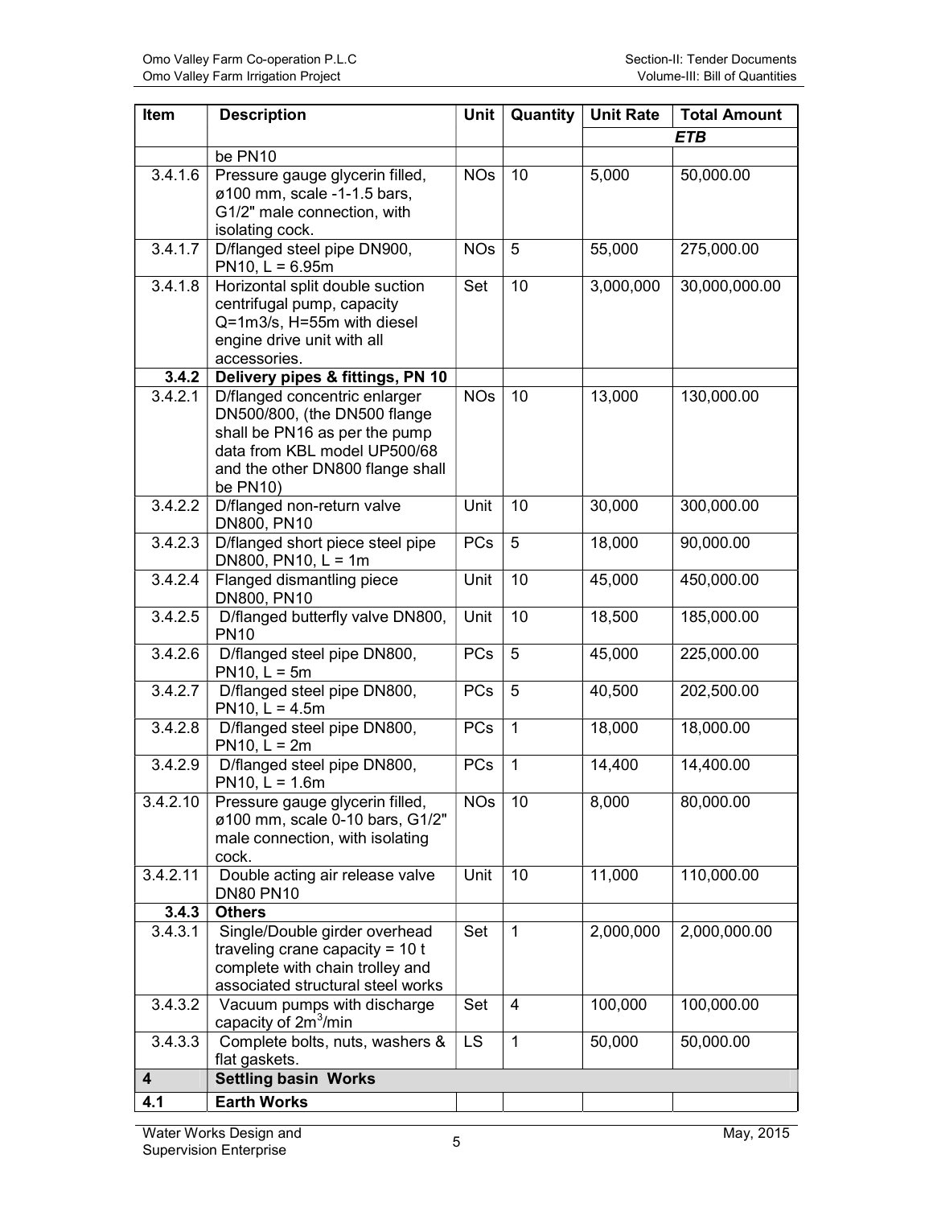| Item | Description | Unit | Quantity | Unit Rate | Total Amount |
|---|---|---|---|---|---|
| | | | | | *ETB* |
| | be PN10 | | | | |
| 3.4.1.6 | Pressure gauge glycerin filled, ø100 mm, scale -1-1.5 bars, G1/2" male connection, with isolating cock. | NOs | 10 | 5,000 | 50,000.00 |
| 3.4.1.7 | D/flanged steel pipe DN900, PN10, L = 6.95m | NOs | 5 | 55,000 | 275,000.00 |
| 3.4.1.8 | Horizontal split double suction centrifugal pump, capacity Q=1m3/s, H=55m with diesel engine drive unit with all accessories. | Set | 10 | 3,000,000 | 30,000,000.00 |
| **3.4.2** | **Delivery pipes & fittings, PN 10** | | | | |
| 3.4.2.1 | D/flanged concentric enlarger DN500/800, (the DN500 flange shall be PN16 as per the pump data from KBL model UP500/68 and the other DN800 flange shall be PN10) | NOs | 10 | 13,000 | 130,000.00 |
| 3.4.2.2 | D/flanged non-return valve DN800, PN10 | Unit | 10 | 30,000 | 300,000.00 |
| 3.4.2.3 | D/flanged short piece steel pipe DN800, PN10, L = 1m | PCs | 5 | 18,000 | 90,000.00 |
| 3.4.2.4 | Flanged dismantling piece DN800, PN10 | Unit | 10 | 45,000 | 450,000.00 |
| 3.4.2.5 | D/flanged butterfly valve DN800, PN10 | Unit | 10 | 18,500 | 185,000.00 |
| 3.4.2.6 | D/flanged steel pipe DN800, PN10, L = 5m | PCs | 5 | 45,000 | 225,000.00 |
| 3.4.2.7 | D/flanged steel pipe DN800, PN10, L = 4.5m | PCs | 5 | 40,500 | 202,500.00 |
| 3.4.2.8 | D/flanged steel pipe DN800, PN10, L = 2m | PCs | 1 | 18,000 | 18,000.00 |
| 3.4.2.9 | D/flanged steel pipe DN800, PN10, L = 1.6m | PCs | 1 | 14,400 | 14,400.00 |
| 3.4.2.10 | Pressure gauge glycerin filled, ø100 mm, scale 0-10 bars, G1/2" male connection, with isolating cock. | NOs | 10 | 8,000 | 80,000.00 |
| 3.4.2.11 | Double acting air release valve DN80 PN10 | Unit | 10 | 11,000 | 110,000.00 |
| **3.4.3** | **Others** | | | | |
| 3.4.3.1 | Single/Double girder overhead traveling crane capacity = 10 t complete with chain trolley and associated structural steel works | Set | 1 | 2,000,000 | 2,000,000.00 |
| 3.4.3.2 | Vacuum pumps with discharge capacity of $2m^3$/min | Set | 4 | 100,000 | 100,000.00 |
| 3.4.3.3 | Complete bolts, nuts, washers & flat gaskets. | LS | 1 | 50,000 | 50,000.00 |
| **4** | **Settling basin Works** | | | | |
| **4.1** | **Earth Works** | | | | |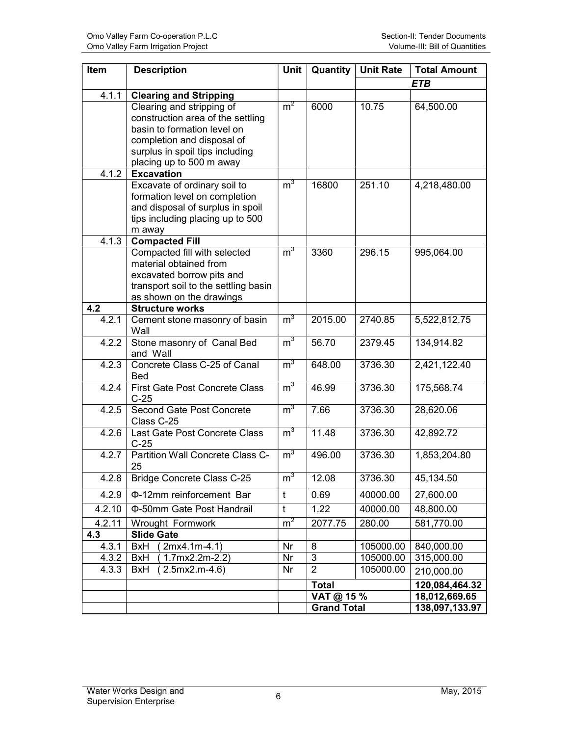| Item | Description | Unit | Quantity | Unit Rate | Total Amount |
|---|---|---|---|---|---|
| | | | | | *ETB* |
| 4.1.1 | **Clearing and Stripping** | | | | |
| | Clearing and stripping of construction area of the settling basin to formation level on completion and disposal of surplus in spoil tips including placing up to 500 m away | $m^2$ | 6000 | 10.75 | 64,500.00 |
| 4.1.2 | **Excavation** | | | | |
| | Excavate of ordinary soil to formation level on completion and disposal of surplus in spoil tips including placing up to 500 m away | $m^3$ | 16800 | 251.10 | 4,218,480.00 |
| 4.1.3 | **Compacted Fill** | | | | |
| | Compacted fill with selected material obtained from excavated borrow pits and transport soil to the settling basin as shown on the drawings | $m^3$ | 3360 | 296.15 | 995,064.00 |
| **4.2** | **Structure works** | | | | |
| 4.2.1 | Cement stone masonry of basin Wall | $m^3$ | 2015.00 | 2740.85 | 5,522,812.75 |
| 4.2.2 | Stone masonry of Canal Bed and Wall | $m^3$ | 56.70 | 2379.45 | 134,914.82 |
| 4.2.3 | Concrete Class C-25 of Canal Bed | $m^3$ | 648.00 | 3736.30 | 2,421,122.40 |
| 4.2.4 | First Gate Post Concrete Class C-25 | $m^3$ | 46.99 | 3736.30 | 175,568.74 |
| 4.2.5 | Second Gate Post Concrete Class C-25 | $m^3$ | 7.66 | 3736.30 | 28,620.06 |
| 4.2.6 | Last Gate Post Concrete Class C-25 | $m^3$ | 11.48 | 3736.30 | 42,892.72 |
| 4.2.7 | Partition Wall Concrete Class C-25 | $m^3$ | 496.00 | 3736.30 | 1,853,204.80 |
| 4.2.8 | Bridge Concrete Class C-25 | $m^3$ | 12.08 | 3736.30 | 45,134.50 |
| 4.2.9 | Φ-12mm reinforcement Bar | t | 0.69 | 40000.00 | 27,600.00 |
| 4.2.10 | Φ-50mm Gate Post Handrail | t | 1.22 | 40000.00 | 48,800.00 |
| 4.2.11 | Wrought Formwork | $m^2$ | 2077.75 | 280.00 | 581,770.00 |
| **4.3** | **Slide Gate** | | | | |
| 4.3.1 | BxH (2mx4.1m-4.1) | Nr | 8 | 105000.00 | 840,000.00 |
| 4.3.2 | BxH (1.7mx2.2m-2.2) | Nr | 3 | 105000.00 | 315,000.00 |
| 4.3.3 | BxH (2.5mx2.m-4.6) | Nr | 2 | 105000.00 | 210,000.00 |
| | | | **Total** | | **120,084,464.32** |
| | | | **VAT @ 15 %** | | **18,012,669.65** |
| | | | **Grand Total** | | **138,097,133.97** |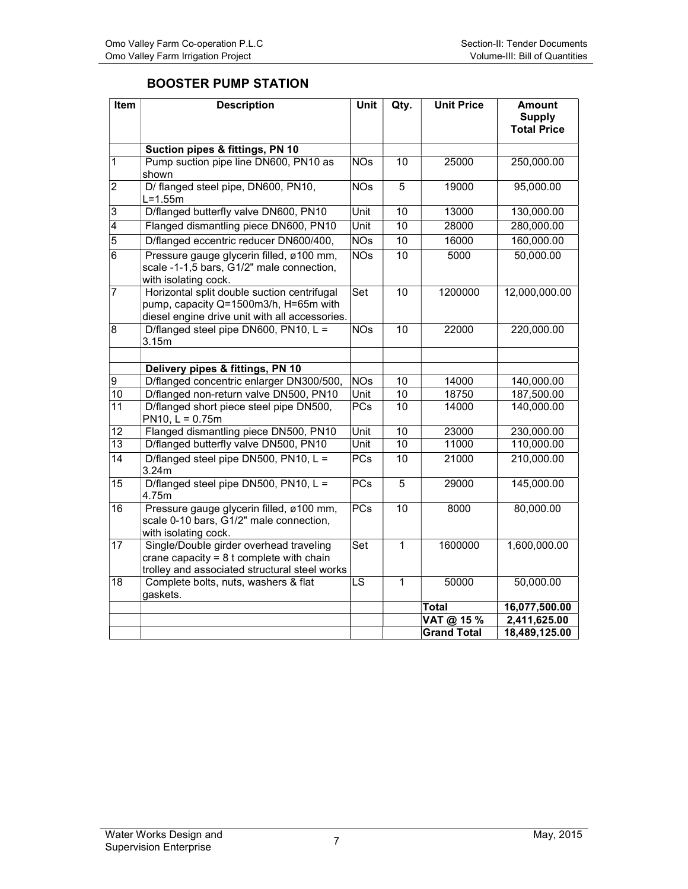## BOOSTER PUMP STATION

| Item | Description | Unit | Qty. | Unit Price | Amount Supply Total Price |
|---|---|---|---|---|---|
| | **Suction pipes & fittings, PN 10** | | | | |
| 1 | Pump suction pipe line DN600, PN10 as shown | NOs | 10 | 25000 | 250,000.00 |
| 2 | D/ flanged steel pipe, DN600, PN10, L=1.55m | NOs | 5 | 19000 | 95,000.00 |
| 3 | D/flanged butterfly valve DN600, PN10 | Unit | 10 | 13000 | 130,000.00 |
| 4 | Flanged dismantling piece DN600, PN10 | Unit | 10 | 28000 | 280,000.00 |
| 5 | D/flanged eccentric reducer DN600/400, | NOs | 10 | 16000 | 160,000.00 |
| 6 | Pressure gauge glycerin filled, ø100 mm, scale -1-1,5 bars, G1/2" male connection, with isolating cock. | NOs | 10 | 5000 | 50,000.00 |
| 7 | Horizontal split double suction centrifugal pump, capacity Q=1500m3/h, H=65m with diesel engine drive unit with all accessories. | Set | 10 | 1200000 | 12,000,000.00 |
| 8 | D/flanged steel pipe DN600, PN10, L = 3.15m | NOs | 10 | 22000 | 220,000.00 |
| | | | | | |
| | **Delivery pipes & fittings, PN 10** | | | | |
| 9 | D/flanged concentric enlarger DN300/500, | NOs | 10 | 14000 | 140,000.00 |
| 10 | D/flanged non-return valve DN500, PN10 | Unit | 10 | 18750 | 187,500.00 |
| 11 | D/flanged short piece steel pipe DN500, PN10, L = 0.75m | PCs | 10 | 14000 | 140,000.00 |
| 12 | Flanged dismantling piece DN500, PN10 | Unit | 10 | 23000 | 230,000.00 |
| 13 | D/flanged butterfly valve DN500, PN10 | Unit | 10 | 11000 | 110,000.00 |
| 14 | D/flanged steel pipe DN500, PN10, L = 3.24m | PCs | 10 | 21000 | 210,000.00 |
| 15 | D/flanged steel pipe DN500, PN10, L = 4.75m | PCs | 5 | 29000 | 145,000.00 |
| 16 | Pressure gauge glycerin filled, ø100 mm, scale 0-10 bars, G1/2" male connection, with isolating cock. | PCs | 10 | 8000 | 80,000.00 |
| 17 | Single/Double girder overhead traveling crane capacity = 8 t complete with chain trolley and associated structural steel works | Set | 1 | 1600000 | 1,600,000.00 |
| 18 | Complete bolts, nuts, washers & flat gaskets. | LS | 1 | 50000 | 50,000.00 |
| | | | | **Total** | **16,077,500.00** |
| | | | | **VAT @ 15 %** | **2,411,625.00** |
| | | | | **Grand Total** | **18,489,125.00** |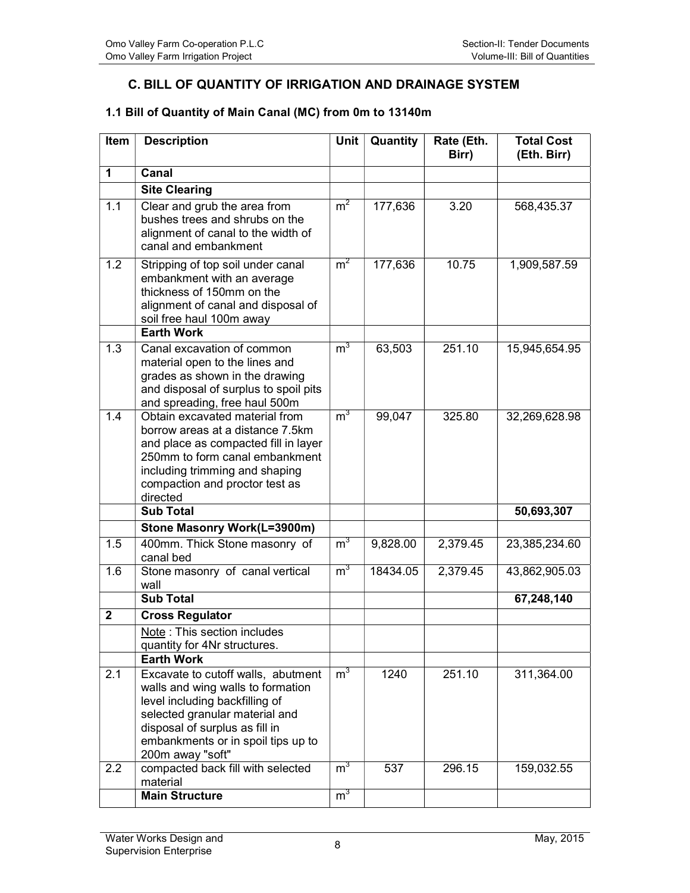## C. BILL OF QUANTITY OF IRRIGATION AND DRAINAGE SYSTEM

### 1.1 Bill of Quantity of Main Canal (MC) from 0m to 13140m

| Item | Description | Unit | Quantity | Rate (Eth. Birr) | Total Cost (Eth. Birr) |
|---|---|---|---|---|---|
| **1** | **Canal** | | | | |
| | **Site Clearing** | | | | |
| 1.1 | Clear and grub the area from bushes trees and shrubs on the alignment of canal to the width of canal and embankment | $m^2$ | 177,636 | 3.20 | 568,435.37 |
| 1.2 | Stripping of top soil under canal embankment with an average thickness of 150mm on the alignment of canal and disposal of soil free haul 100m away | $m^2$ | 177,636 | 10.75 | 1,909,587.59 |
| | **Earth Work** | | | | |
| 1.3 | Canal excavation of common material open to the lines and grades as shown in the drawing and disposal of surplus to spoil pits and spreading, free haul 500m | $m^3$ | 63,503 | 251.10 | 15,945,654.95 |
| 1.4 | Obtain excavated material from borrow areas at a distance 7.5km and place as compacted fill in layer 250mm to form canal embankment including trimming and shaping compaction and proctor test as directed | $m^3$ | 99,047 | 325.80 | 32,269,628.98 |
| | **Sub Total** | | | | **50,693,307** |
| | **Stone Masonry Work(L=3900m)** | | | | |
| 1.5 | 400mm. Thick Stone masonry of canal bed | $m^3$ | 9,828.00 | 2,379.45 | 23,385,234.60 |
| 1.6 | Stone masonry of canal vertical wall | $m^3$ | 18434.05 | 2,379.45 | 43,862,905.03 |
| | **Sub Total** | | | | **67,248,140** |
| **2** | **Cross Regulator** | | | | |
| | Note : This section includes quantity for 4Nr structures. | | | | |
| | **Earth Work** | | | | |
| 2.1 | Excavate to cutoff walls, abutment walls and wing walls to formation level including backfilling of selected granular material and disposal of surplus as fill in embankments or in spoil tips up to 200m away "soft" | $m^3$ | 1240 | 251.10 | 311,364.00 |
| 2.2 | compacted back fill with selected material | $m^3$ | 537 | 296.15 | 159,032.55 |
| | **Main Structure** | $m^3$ | | | |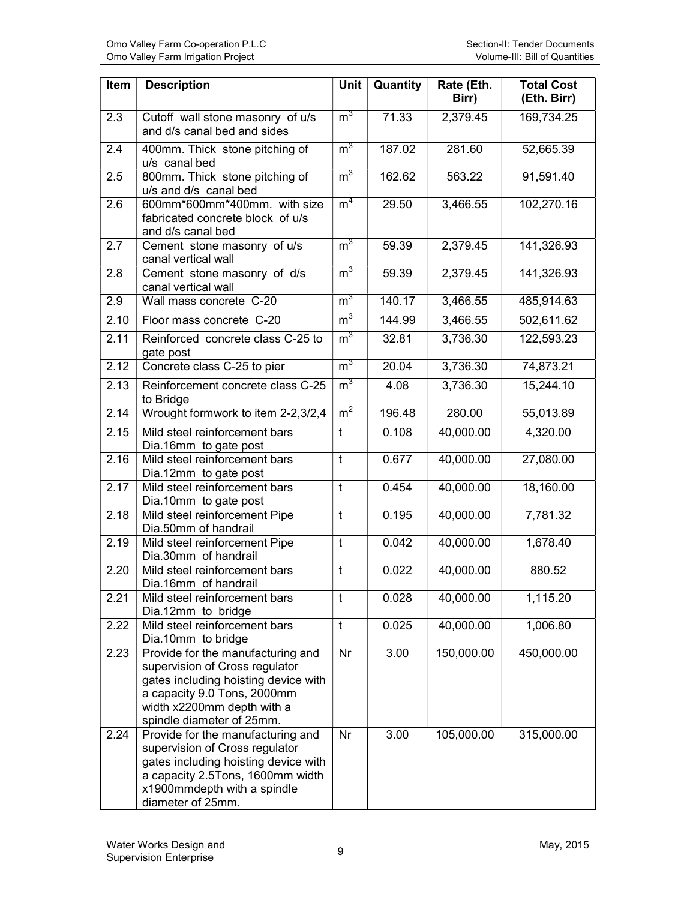| Item | Description | Unit | Quantity | Rate (Eth. Birr) | Total Cost (Eth. Birr) |
|---|---|---|---|---|---|
| 2.3 | Cutoff wall stone masonry of u/s and d/s canal bed and sides | $m^3$ | 71.33 | 2,379.45 | 169,734.25 |
| 2.4 | 400mm. Thick stone pitching of u/s canal bed | $m^3$ | 187.02 | 281.60 | 52,665.39 |
| 2.5 | 800mm. Thick stone pitching of u/s and d/s canal bed | $m^3$ | 162.62 | 563.22 | 91,591.40 |
| 2.6 | 600mm*600mm*400mm. with size fabricated concrete block of u/s and d/s canal bed | $m^4$ | 29.50 | 3,466.55 | 102,270.16 |
| 2.7 | Cement stone masonry of u/s canal vertical wall | $m^3$ | 59.39 | 2,379.45 | 141,326.93 |
| 2.8 | Cement stone masonry of d/s canal vertical wall | $m^3$ | 59.39 | 2,379.45 | 141,326.93 |
| 2.9 | Wall mass concrete C-20 | $m^3$ | 140.17 | 3,466.55 | 485,914.63 |
| 2.10 | Floor mass concrete C-20 | $m^3$ | 144.99 | 3,466.55 | 502,611.62 |
| 2.11 | Reinforced concrete class C-25 to gate post | $m^3$ | 32.81 | 3,736.30 | 122,593.23 |
| 2.12 | Concrete class C-25 to pier | $m^3$ | 20.04 | 3,736.30 | 74,873.21 |
| 2.13 | Reinforcement concrete class C-25 to Bridge | $m^3$ | 4.08 | 3,736.30 | 15,244.10 |
| 2.14 | Wrought formwork to item 2-2,3/2,4 | $m^2$ | 196.48 | 280.00 | 55,013.89 |
| 2.15 | Mild steel reinforcement bars Dia.16mm to gate post | t | 0.108 | 40,000.00 | 4,320.00 |
| 2.16 | Mild steel reinforcement bars Dia.12mm to gate post | t | 0.677 | 40,000.00 | 27,080.00 |
| 2.17 | Mild steel reinforcement bars Dia.10mm to gate post | t | 0.454 | 40,000.00 | 18,160.00 |
| 2.18 | Mild steel reinforcement Pipe Dia.50mm of handrail | t | 0.195 | 40,000.00 | 7,781.32 |
| 2.19 | Mild steel reinforcement Pipe Dia.30mm of handrail | t | 0.042 | 40,000.00 | 1,678.40 |
| 2.20 | Mild steel reinforcement bars Dia.16mm of handrail | t | 0.022 | 40,000.00 | 880.52 |
| 2.21 | Mild steel reinforcement bars Dia.12mm to bridge | t | 0.028 | 40,000.00 | 1,115.20 |
| 2.22 | Mild steel reinforcement bars Dia.10mm to bridge | t | 0.025 | 40,000.00 | 1,006.80 |
| 2.23 | Provide for the manufacturing and supervision of Cross regulator gates including hoisting device with a capacity 9.0 Tons, 2000mm width x2200mm depth with a spindle diameter of 25mm. | Nr | 3.00 | 150,000.00 | 450,000.00 |
| 2.24 | Provide for the manufacturing and supervision of Cross regulator gates including hoisting device with a capacity 2.5Tons, 1600mm width x1900mmdepth with a spindle diameter of 25mm. | Nr | 3.00 | 105,000.00 | 315,000.00 |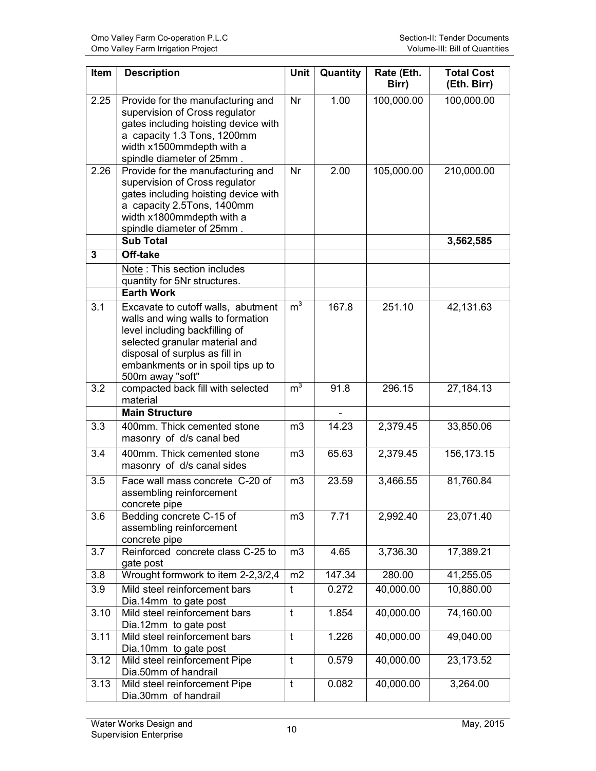| Item | Description | Unit | Quantity | Rate (Eth. Birr) | Total Cost (Eth. Birr) |
|---|---|---|---|---|---|
| 2.25 | Provide for the manufacturing and supervision of Cross regulator gates including hoisting device with a capacity 1.3 Tons, 1200mm width x1500mmdepth with a spindle diameter of 25mm . | Nr | 1.00 | 100,000.00 | 100,000.00 |
| 2.26 | Provide for the manufacturing and supervision of Cross regulator gates including hoisting device with a capacity 2.5Tons, 1400mm width x1800mmdepth with a spindle diameter of 25mm . | Nr | 2.00 | 105,000.00 | 210,000.00 |
| | **Sub Total** | | | | **3,562,585** |
| **3** | **Off-take** | | | | |
| | Note : This section includes quantity for 5Nr structures. | | | | |
| | **Earth Work** | | | | |
| 3.1 | Excavate to cutoff walls, abutment walls and wing walls to formation level including backfilling of selected granular material and disposal of surplus as fill in embankments or in spoil tips up to 500m away "soft" | $m^3$ | 167.8 | 251.10 | 42,131.63 |
| 3.2 | compacted back fill with selected material | $m^3$ | 91.8 | 296.15 | 27,184.13 |
| | **Main Structure** | | - | | |
| 3.3 | 400mm. Thick cemented stone masonry of d/s canal bed | m3 | 14.23 | 2,379.45 | 33,850.06 |
| 3.4 | 400mm. Thick cemented stone masonry of d/s canal sides | m3 | 65.63 | 2,379.45 | 156,173.15 |
| 3.5 | Face wall mass concrete C-20 of assembling reinforcement concrete pipe | m3 | 23.59 | 3,466.55 | 81,760.84 |
| 3.6 | Bedding concrete C-15 of assembling reinforcement concrete pipe | m3 | 7.71 | 2,992.40 | 23,071.40 |
| 3.7 | Reinforced concrete class C-25 to gate post | m3 | 4.65 | 3,736.30 | 17,389.21 |
| 3.8 | Wrought formwork to item 2-2,3/2,4 | m2 | 147.34 | 280.00 | 41,255.05 |
| 3.9 | Mild steel reinforcement bars Dia.14mm to gate post | t | 0.272 | 40,000.00 | 10,880.00 |
| 3.10 | Mild steel reinforcement bars Dia.12mm to gate post | t | 1.854 | 40,000.00 | 74,160.00 |
| 3.11 | Mild steel reinforcement bars Dia.10mm to gate post | t | 1.226 | 40,000.00 | 49,040.00 |
| 3.12 | Mild steel reinforcement Pipe Dia.50mm of handrail | t | 0.579 | 40,000.00 | 23,173.52 |
| 3.13 | Mild steel reinforcement Pipe Dia.30mm of handrail | t | 0.082 | 40,000.00 | 3,264.00 |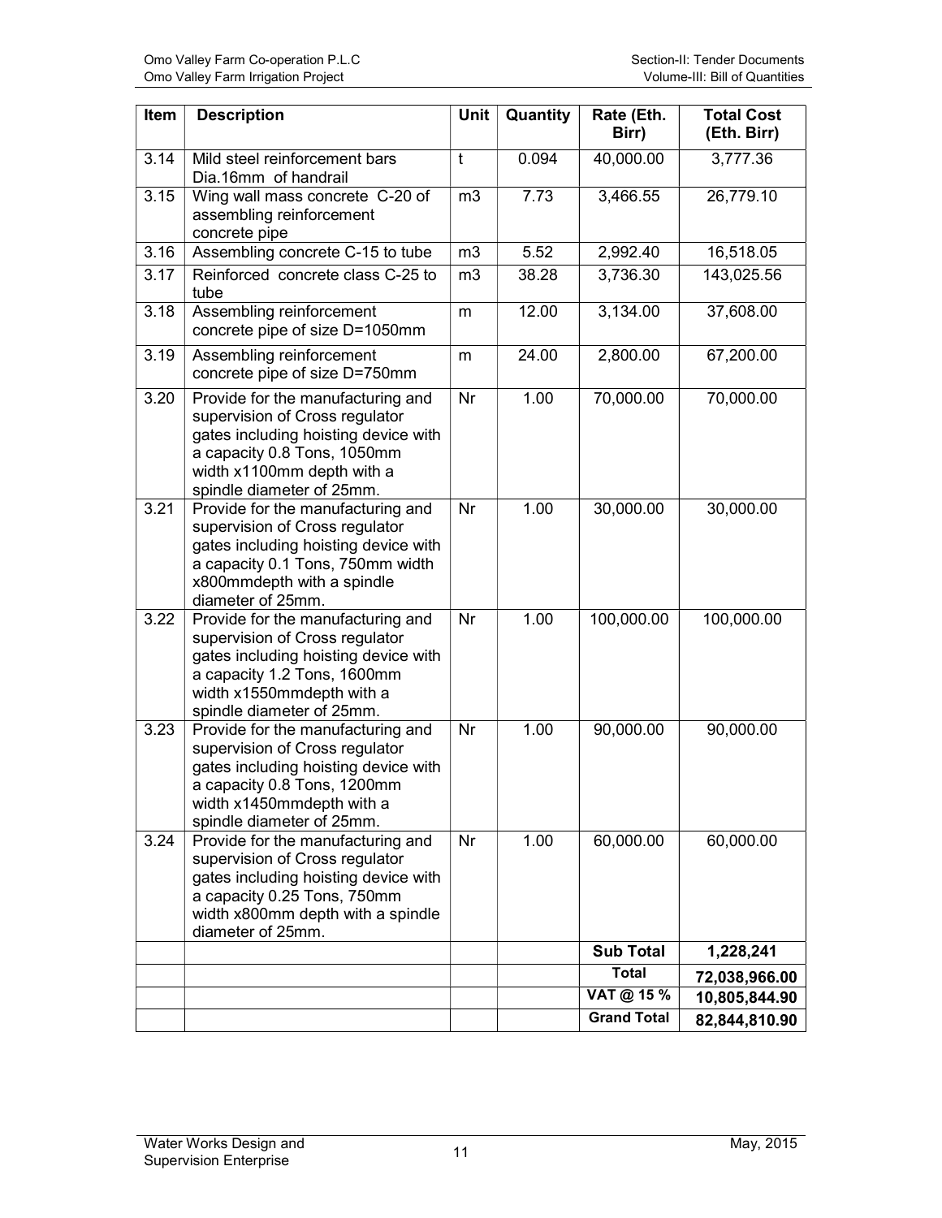| Item | Description | Unit | Quantity | Rate (Eth. Birr) | Total Cost (Eth. Birr) |
|---|---|---|---|---|---|
| 3.14 | Mild steel reinforcement bars Dia.16mm of handrail | t | 0.094 | 40,000.00 | 3,777.36 |
| 3.15 | Wing wall mass concrete C-20 of assembling reinforcement concrete pipe | m3 | 7.73 | 3,466.55 | 26,779.10 |
| 3.16 | Assembling concrete C-15 to tube | m3 | 5.52 | 2,992.40 | 16,518.05 |
| 3.17 | Reinforced concrete class C-25 to tube | m3 | 38.28 | 3,736.30 | 143,025.56 |
| 3.18 | Assembling reinforcement concrete pipe of size D=1050mm | m | 12.00 | 3,134.00 | 37,608.00 |
| 3.19 | Assembling reinforcement concrete pipe of size D=750mm | m | 24.00 | 2,800.00 | 67,200.00 |
| 3.20 | Provide for the manufacturing and supervision of Cross regulator gates including hoisting device with a capacity 0.8 Tons, 1050mm width x1100mm depth with a spindle diameter of 25mm. | Nr | 1.00 | 70,000.00 | 70,000.00 |
| 3.21 | Provide for the manufacturing and supervision of Cross regulator gates including hoisting device with a capacity 0.1 Tons, 750mm width x800mmdepth with a spindle diameter of 25mm. | Nr | 1.00 | 30,000.00 | 30,000.00 |
| 3.22 | Provide for the manufacturing and supervision of Cross regulator gates including hoisting device with a capacity 1.2 Tons, 1600mm width x1550mmdepth with a spindle diameter of 25mm. | Nr | 1.00 | 100,000.00 | 100,000.00 |
| 3.23 | Provide for the manufacturing and supervision of Cross regulator gates including hoisting device with a capacity 0.8 Tons, 1200mm width x1450mmdepth with a spindle diameter of 25mm. | Nr | 1.00 | 90,000.00 | 90,000.00 |
| 3.24 | Provide for the manufacturing and supervision of Cross regulator gates including hoisting device with a capacity 0.25 Tons, 750mm width x800mm depth with a spindle diameter of 25mm. | Nr | 1.00 | 60,000.00 | 60,000.00 |
| | | | | **Sub Total** | **1,228,241** |
| | | | | **Total** | **72,038,966.00** |
| | | | | **VAT @ 15 %** | **10,805,844.90** |
| | | | | **Grand Total** | **82,844,810.90** |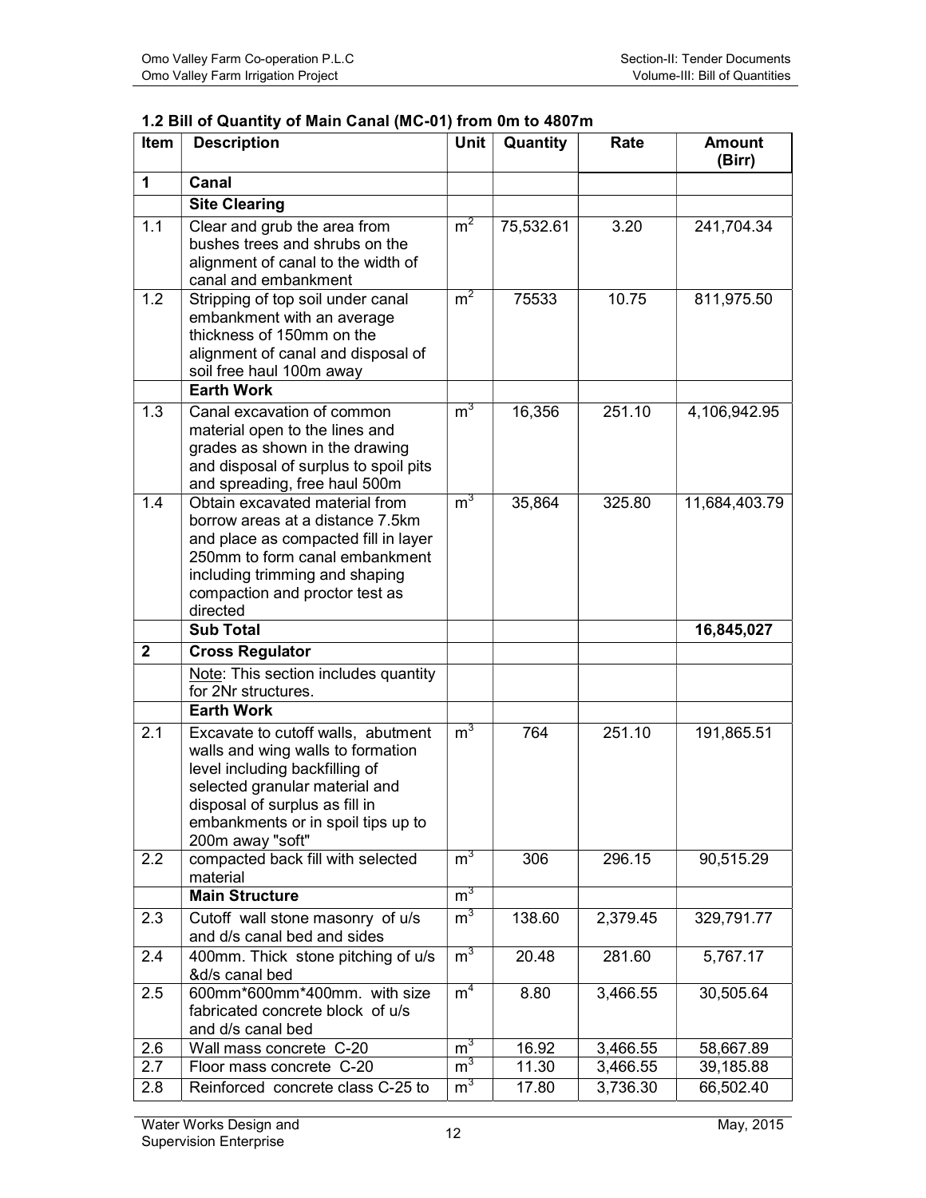### 1.2 Bill of Quantity of Main Canal (MC-01) from 0m to 4807m

| Item | Description | Unit | Quantity | Rate | Amount (Birr) |
|---|---|---|---|---|---|
| **1** | **Canal** | | | | |
| | **Site Clearing** | | | | |
| 1.1 | Clear and grub the area from bushes trees and shrubs on the alignment of canal to the width of canal and embankment | $m^2$ | 75,532.61 | 3.20 | 241,704.34 |
| 1.2 | Stripping of top soil under canal embankment with an average thickness of 150mm on the alignment of canal and disposal of soil free haul 100m away | $m^2$ | 75533 | 10.75 | 811,975.50 |
| | **Earth Work** | | | | |
| 1.3 | Canal excavation of common material open to the lines and grades as shown in the drawing and disposal of surplus to spoil pits and spreading, free haul 500m | $m^3$ | 16,356 | 251.10 | 4,106,942.95 |
| 1.4 | Obtain excavated material from borrow areas at a distance 7.5km and place as compacted fill in layer 250mm to form canal embankment including trimming and shaping compaction and proctor test as directed | $m^3$ | 35,864 | 325.80 | 11,684,403.79 |
| | **Sub Total** | | | | **16,845,027** |
| **2** | **Cross Regulator** | | | | |
| | Note: This section includes quantity for 2Nr structures. | | | | |
| | **Earth Work** | | | | |
| 2.1 | Excavate to cutoff walls, abutment walls and wing walls to formation level including backfilling of selected granular material and disposal of surplus as fill in embankments or in spoil tips up to 200m away "soft" | $m^3$ | 764 | 251.10 | 191,865.51 |
| 2.2 | compacted back fill with selected material | $m^3$ | 306 | 296.15 | 90,515.29 |
| | **Main Structure** | $m^3$ | | | |
| 2.3 | Cutoff wall stone masonry of u/s and d/s canal bed and sides | $m^3$ | 138.60 | 2,379.45 | 329,791.77 |
| 2.4 | 400mm. Thick stone pitching of u/s &d/s canal bed | $m^3$ | 20.48 | 281.60 | 5,767.17 |
| 2.5 | 600mm*600mm*400mm. with size fabricated concrete block of u/s and d/s canal bed | $m^4$ | 8.80 | 3,466.55 | 30,505.64 |
| 2.6 | Wall mass concrete C-20 | $m^3$ | 16.92 | 3,466.55 | 58,667.89 |
| 2.7 | Floor mass concrete C-20 | $m^3$ | 11.30 | 3,466.55 | 39,185.88 |
| 2.8 | Reinforced concrete class C-25 to | $m^3$ | 17.80 | 3,736.30 | 66,502.40 |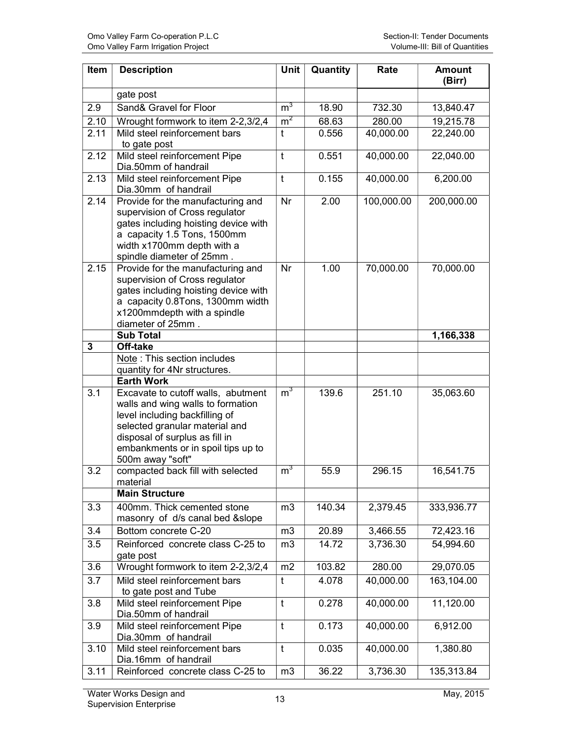| Item | Description | Unit | Quantity | Rate | Amount (Birr) |
|---|---|---|---|---|---|
| | gate post | | | | |
| 2.9 | Sand& Gravel for Floor | $m^3$ | 18.90 | 732.30 | 13,840.47 |
| 2.10 | Wrought formwork to item 2-2,3/2,4 | $m^2$ | 68.63 | 280.00 | 19,215.78 |
| 2.11 | Mild steel reinforcement bars to gate post | t | 0.556 | 40,000.00 | 22,240.00 |
| 2.12 | Mild steel reinforcement Pipe Dia.50mm of handrail | t | 0.551 | 40,000.00 | 22,040.00 |
| 2.13 | Mild steel reinforcement Pipe Dia.30mm of handrail | t | 0.155 | 40,000.00 | 6,200.00 |
| 2.14 | Provide for the manufacturing and supervision of Cross regulator gates including hoisting device with a capacity 1.5 Tons, 1500mm width x1700mm depth with a spindle diameter of 25mm . | Nr | 2.00 | 100,000.00 | 200,000.00 |
| 2.15 | Provide for the manufacturing and supervision of Cross regulator gates including hoisting device with a capacity 0.8Tons, 1300mm width x1200mmdepth with a spindle diameter of 25mm . | Nr | 1.00 | 70,000.00 | 70,000.00 |
| | **Sub Total** | | | | **1,166,338** |
| **3** | **Off-take** | | | | |
| | Note : This section includes quantity for 4Nr structures. | | | | |
| | **Earth Work** | | | | |
| 3.1 | Excavate to cutoff walls, abutment walls and wing walls to formation level including backfilling of selected granular material and disposal of surplus as fill in embankments or in spoil tips up to 500m away "soft" | $m^3$ | 139.6 | 251.10 | 35,063.60 |
| 3.2 | compacted back fill with selected material | $m^3$ | 55.9 | 296.15 | 16,541.75 |
| | **Main Structure** | | | | |
| 3.3 | 400mm. Thick cemented stone masonry of d/s canal bed &slope | m3 | 140.34 | 2,379.45 | 333,936.77 |
| 3.4 | Bottom concrete C-20 | m3 | 20.89 | 3,466.55 | 72,423.16 |
| 3.5 | Reinforced concrete class C-25 to gate post | m3 | 14.72 | 3,736.30 | 54,994.60 |
| 3.6 | Wrought formwork to item 2-2,3/2,4 | m2 | 103.82 | 280.00 | 29,070.05 |
| 3.7 | Mild steel reinforcement bars to gate post and Tube | t | 4.078 | 40,000.00 | 163,104.00 |
| 3.8 | Mild steel reinforcement Pipe Dia.50mm of handrail | t | 0.278 | 40,000.00 | 11,120.00 |
| 3.9 | Mild steel reinforcement Pipe Dia.30mm of handrail | t | 0.173 | 40,000.00 | 6,912.00 |
| 3.10 | Mild steel reinforcement bars Dia.16mm of handrail | t | 0.035 | 40,000.00 | 1,380.80 |
| 3.11 | Reinforced concrete class C-25 to | m3 | 36.22 | 3,736.30 | 135,313.84 |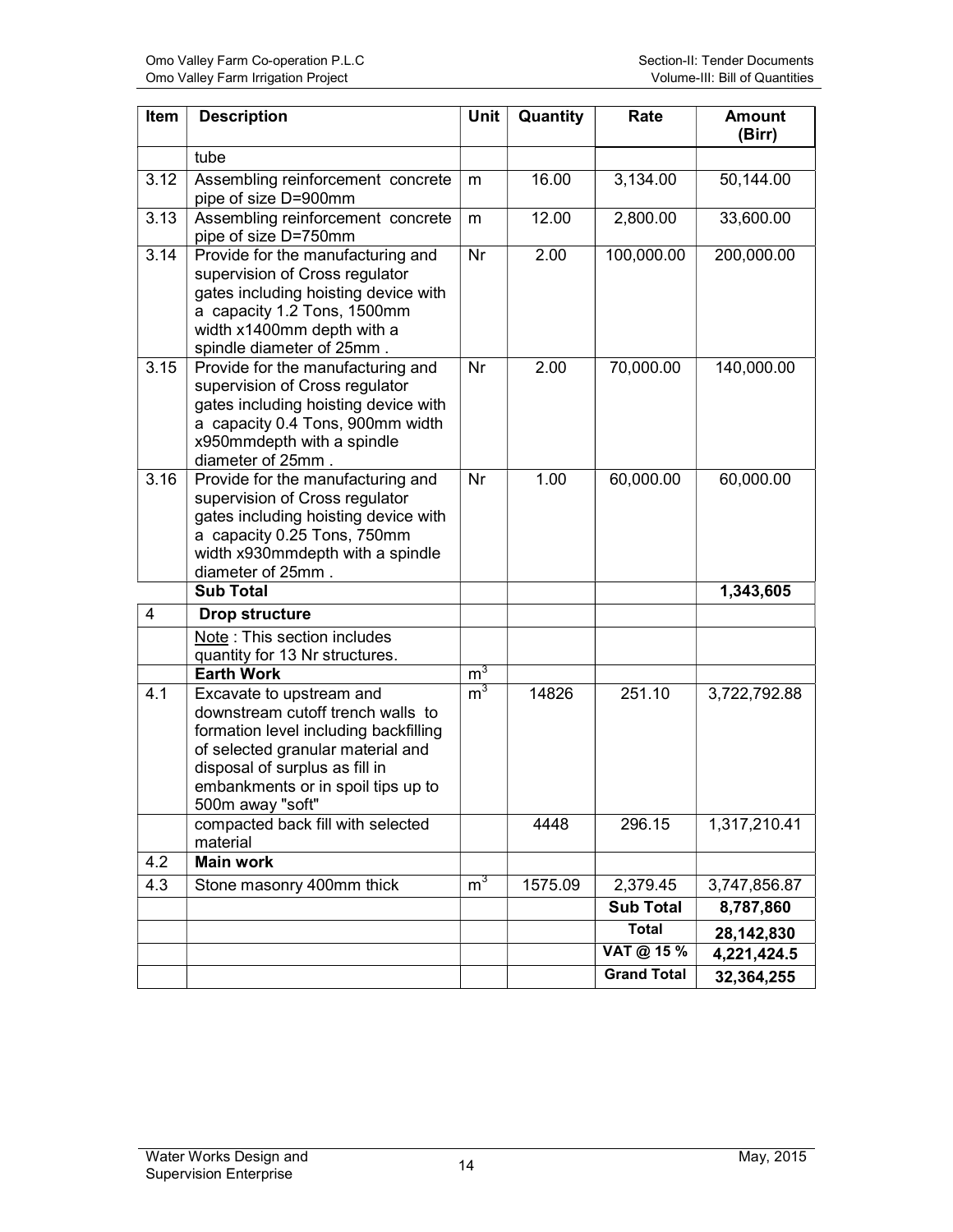| Item | Description | Unit | Quantity | Rate | Amount (Birr) |
|---|---|---|---|---|---|
| | tube | | | | |
| 3.12 | Assembling reinforcement concrete pipe of size D=900mm | m | 16.00 | 3,134.00 | 50,144.00 |
| 3.13 | Assembling reinforcement concrete pipe of size D=750mm | m | 12.00 | 2,800.00 | 33,600.00 |
| 3.14 | Provide for the manufacturing and supervision of Cross regulator gates including hoisting device with a capacity 1.2 Tons, 1500mm width x1400mm depth with a spindle diameter of 25mm . | Nr | 2.00 | 100,000.00 | 200,000.00 |
| 3.15 | Provide for the manufacturing and supervision of Cross regulator gates including hoisting device with a capacity 0.4 Tons, 900mm width x950mmdepth with a spindle diameter of 25mm . | Nr | 2.00 | 70,000.00 | 140,000.00 |
| 3.16 | Provide for the manufacturing and supervision of Cross regulator gates including hoisting device with a capacity 0.25 Tons, 750mm width x930mmdepth with a spindle diameter of 25mm . | Nr | 1.00 | 60,000.00 | 60,000.00 |
| | **Sub Total** | | | | **1,343,605** |
| 4 | **Drop structure** | | | | |
| | Note : This section includes quantity for 13 Nr structures. | | | | |
| | **Earth Work** | $m^3$ | | | |
| 4.1 | Excavate to upstream and downstream cutoff trench walls to formation level including backfilling of selected granular material and disposal of surplus as fill in embankments or in spoil tips up to 500m away "soft" | $m^3$ | 14826 | 251.10 | 3,722,792.88 |
| | compacted back fill with selected material | | 4448 | 296.15 | 1,317,210.41 |
| 4.2 | **Main work** | | | | |
| 4.3 | Stone masonry 400mm thick | $m^3$ | 1575.09 | 2,379.45 | 3,747,856.87 |
| | | | | **Sub Total** | **8,787,860** |
| | | | | **Total** | **28,142,830** |
| | | | | **VAT @ 15 %** | **4,221,424.5** |
| | | | | **Grand Total** | **32,364,255** |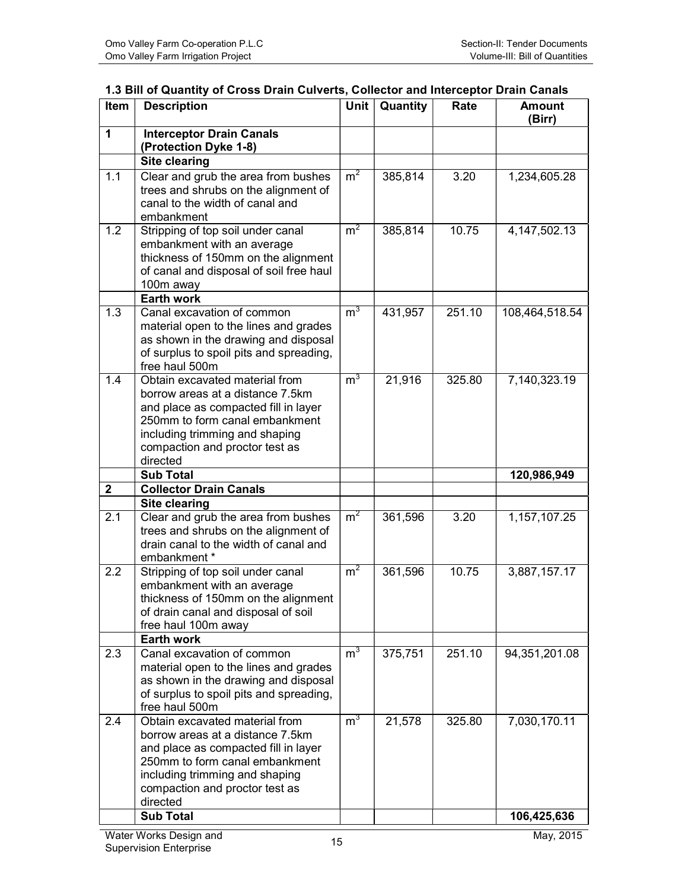### 1.3 Bill of Quantity of Cross Drain Culverts, Collector and Interceptor Drain Canals

| Item | Description | Unit | Quantity | Rate | Amount (Birr) |
|---|---|---|---|---|---|
| **1** | **Interceptor Drain Canals (Protection Dyke 1-8)** | | | | |
| | **Site clearing** | | | | |
| 1.1 | Clear and grub the area from bushes trees and shrubs on the alignment of canal to the width of canal and embankment | $m^2$ | 385,814 | 3.20 | 1,234,605.28 |
| 1.2 | Stripping of top soil under canal embankment with an average thickness of 150mm on the alignment of canal and disposal of soil free haul 100m away | $m^2$ | 385,814 | 10.75 | 4,147,502.13 |
| | **Earth work** | | | | |
| 1.3 | Canal excavation of common material open to the lines and grades as shown in the drawing and disposal of surplus to spoil pits and spreading, free haul 500m | $m^3$ | 431,957 | 251.10 | 108,464,518.54 |
| 1.4 | Obtain excavated material from borrow areas at a distance 7.5km and place as compacted fill in layer 250mm to form canal embankment including trimming and shaping compaction and proctor test as directed | $m^3$ | 21,916 | 325.80 | 7,140,323.19 |
| | **Sub Total** | | | | **120,986,949** |
| **2** | **Collector Drain Canals** | | | | |
| | **Site clearing** | | | | |
| 2.1 | Clear and grub the area from bushes trees and shrubs on the alignment of drain canal to the width of canal and embankment * | $m^2$ | 361,596 | 3.20 | 1,157,107.25 |
| 2.2 | Stripping of top soil under canal embankment with an average thickness of 150mm on the alignment of drain canal and disposal of soil free haul 100m away | $m^2$ | 361,596 | 10.75 | 3,887,157.17 |
| | **Earth work** | | | | |
| 2.3 | Canal excavation of common material open to the lines and grades as shown in the drawing and disposal of surplus to spoil pits and spreading, free haul 500m | $m^3$ | 375,751 | 251.10 | 94,351,201.08 |
| 2.4 | Obtain excavated material from borrow areas at a distance 7.5km and place as compacted fill in layer 250mm to form canal embankment including trimming and shaping compaction and proctor test as directed | $m^3$ | 21,578 | 325.80 | 7,030,170.11 |
| | **Sub Total** | | | | **106,425,636** |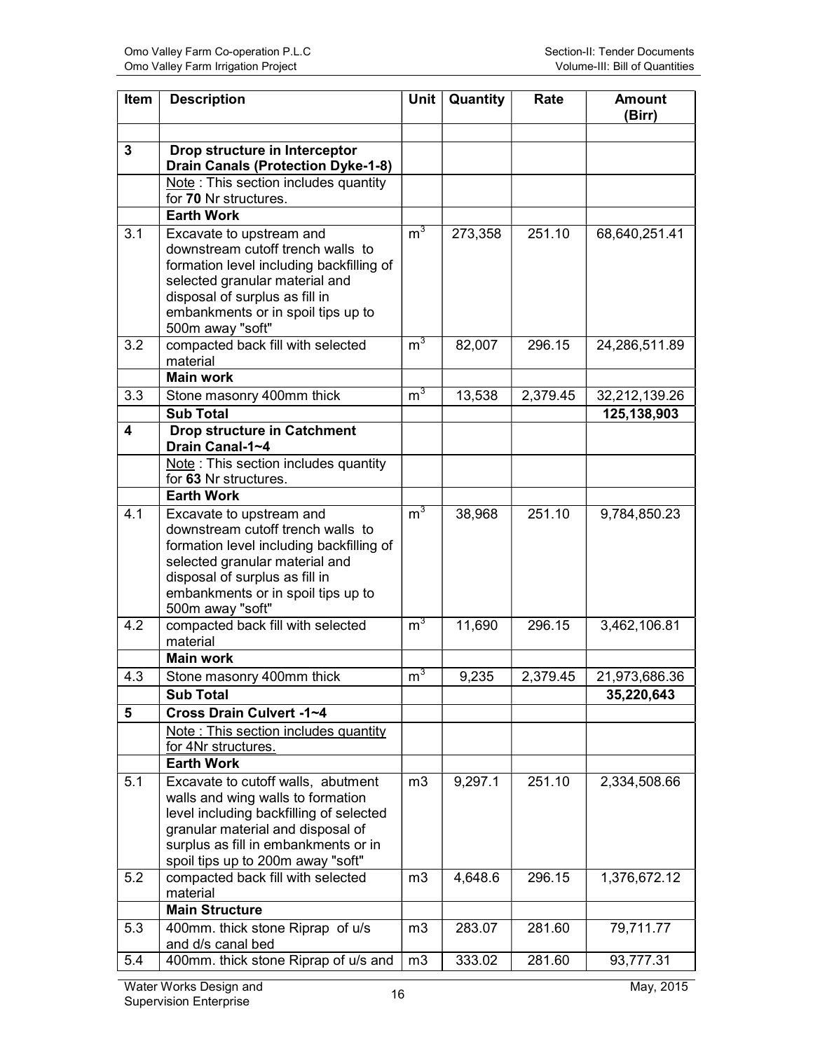| Item | Description | Unit | Quantity | Rate | Amount (Birr) |
|---|---|---|---|---|---|
| | | | | | |
| **3** | **Drop structure in Interceptor Drain Canals (Protection Dyke-1-8)** | | | | |
| | Note : This section includes quantity for **70** Nr structures. | | | | |
| | **Earth Work** | | | | |
| 3.1 | Excavate to upstream and downstream cutoff trench walls to formation level including backfilling of selected granular material and disposal of surplus as fill in embankments or in spoil tips up to 500m away "soft" | $m^3$ | 273,358 | 251.10 | 68,640,251.41 |
| 3.2 | compacted back fill with selected material | $m^3$ | 82,007 | 296.15 | 24,286,511.89 |
| | **Main work** | | | | |
| 3.3 | Stone masonry 400mm thick | $m^3$ | 13,538 | 2,379.45 | 32,212,139.26 |
| | **Sub Total** | | | | **125,138,903** |
| **4** | **Drop structure in Catchment Drain Canal-1~4** | | | | |
| | Note : This section includes quantity for **63** Nr structures. | | | | |
| | **Earth Work** | | | | |
| 4.1 | Excavate to upstream and downstream cutoff trench walls to formation level including backfilling of selected granular material and disposal of surplus as fill in embankments or in spoil tips up to 500m away "soft" | $m^3$ | 38,968 | 251.10 | 9,784,850.23 |
| 4.2 | compacted back fill with selected material | $m^3$ | 11,690 | 296.15 | 3,462,106.81 |
| | **Main work** | | | | |
| 4.3 | Stone masonry 400mm thick | $m^3$ | 9,235 | 2,379.45 | 21,973,686.36 |
| | **Sub Total** | | | | **35,220,643** |
| **5** | **Cross Drain Culvert -1~4** | | | | |
| | Note : This section includes quantity for 4Nr structures. | | | | |
| | **Earth Work** | | | | |
| 5.1 | Excavate to cutoff walls, abutment walls and wing walls to formation level including backfilling of selected granular material and disposal of surplus as fill in embankments or in spoil tips up to 200m away "soft" | m3 | 9,297.1 | 251.10 | 2,334,508.66 |
| 5.2 | compacted back fill with selected material | m3 | 4,648.6 | 296.15 | 1,376,672.12 |
| | **Main Structure** | | | | |
| 5.3 | 400mm. thick stone Riprap of u/s and d/s canal bed | m3 | 283.07 | 281.60 | 79,711.77 |
| 5.4 | 400mm. thick stone Riprap of u/s and | m3 | 333.02 | 281.60 | 93,777.31 |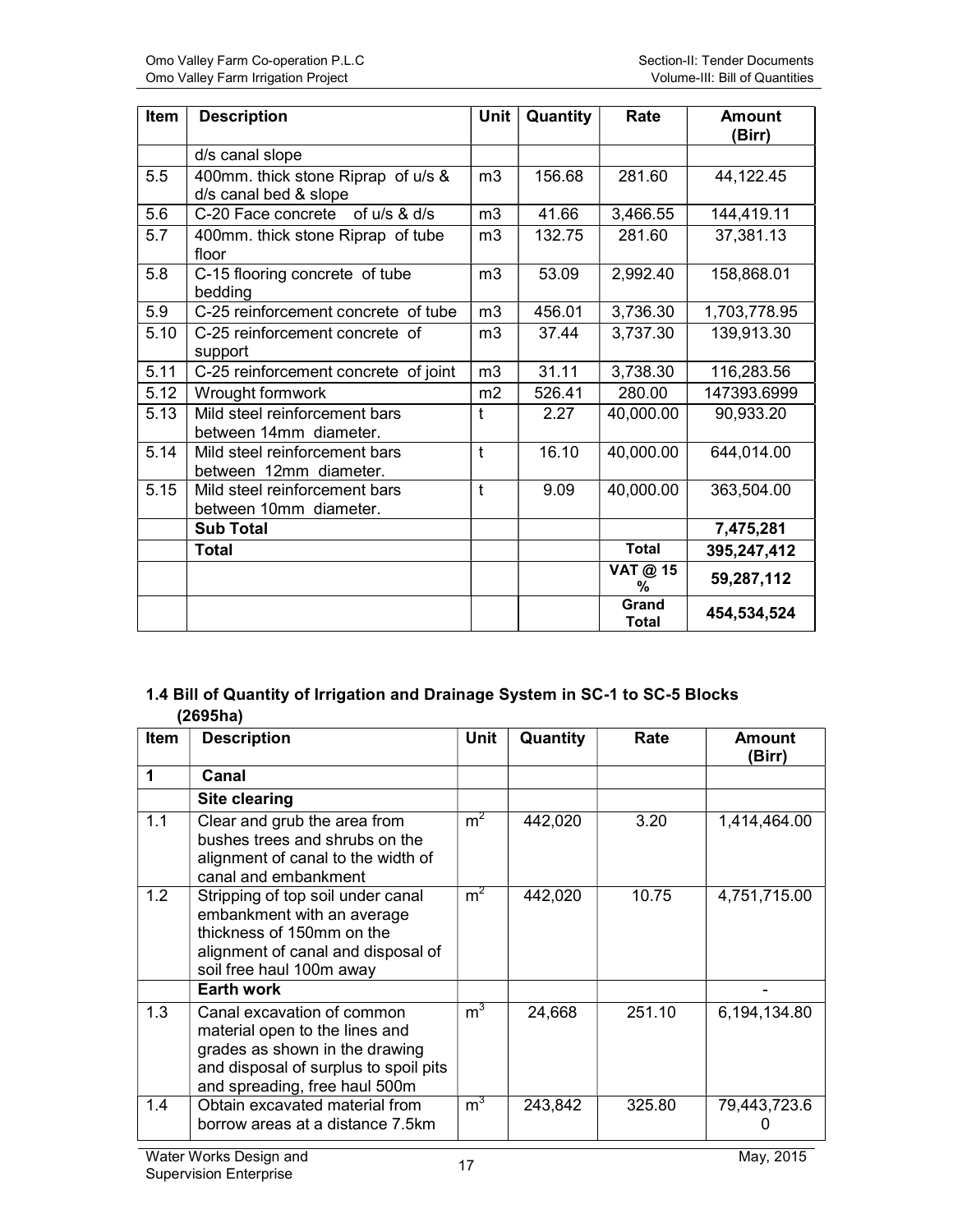| Item | Description | Unit | Quantity | Rate | Amount (Birr) |
|---|---|---|---|---|---|
| | d/s canal slope | | | | |
| 5.5 | 400mm. thick stone Riprap of u/s & d/s canal bed & slope | m3 | 156.68 | 281.60 | 44,122.45 |
| 5.6 | C-20 Face concrete of u/s & d/s | m3 | 41.66 | 3,466.55 | 144,419.11 |
| 5.7 | 400mm. thick stone Riprap of tube floor | m3 | 132.75 | 281.60 | 37,381.13 |
| 5.8 | C-15 flooring concrete of tube bedding | m3 | 53.09 | 2,992.40 | 158,868.01 |
| 5.9 | C-25 reinforcement concrete of tube | m3 | 456.01 | 3,736.30 | 1,703,778.95 |
| 5.10 | C-25 reinforcement concrete of support | m3 | 37.44 | 3,737.30 | 139,913.30 |
| 5.11 | C-25 reinforcement concrete of joint | m3 | 31.11 | 3,738.30 | 116,283.56 |
| 5.12 | Wrought formwork | m2 | 526.41 | 280.00 | 147393.6999 |
| 5.13 | Mild steel reinforcement bars between 14mm diameter. | t | 2.27 | 40,000.00 | 90,933.20 |
| 5.14 | Mild steel reinforcement bars between 12mm diameter. | t | 16.10 | 40,000.00 | 644,014.00 |
| 5.15 | Mild steel reinforcement bars between 10mm diameter. | t | 9.09 | 40,000.00 | 363,504.00 |
| | **Sub Total** | | | | **7,475,281** |
| | **Total** | | | **Total** | **395,247,412** |
| | | | | **VAT @ 15 %** | **59,287,112** |
| | | | | **Grand Total** | **454,534,524** |

### 1.4 Bill of Quantity of Irrigation and Drainage System in SC-1 to SC-5 Blocks (2695ha)

| Item | Description | Unit | Quantity | Rate | Amount (Birr) |
|---|---|---|---|---|---|
| **1** | **Canal** | | | | |
| | **Site clearing** | | | | |
| 1.1 | Clear and grub the area from bushes trees and shrubs on the alignment of canal to the width of canal and embankment | $m^2$ | 442,020 | 3.20 | 1,414,464.00 |
| 1.2 | Stripping of top soil under canal embankment with an average thickness of 150mm on the alignment of canal and disposal of soil free haul 100m away | $m^2$ | 442,020 | 10.75 | 4,751,715.00 |
| | **Earth work** | | | | - |
| 1.3 | Canal excavation of common material open to the lines and grades as shown in the drawing and disposal of surplus to spoil pits and spreading, free haul 500m | $m^3$ | 24,668 | 251.10 | 6,194,134.80 |
| 1.4 | Obtain excavated material from borrow areas at a distance 7.5km | $m^3$ | 243,842 | 325.80 | 79,443,723.60 |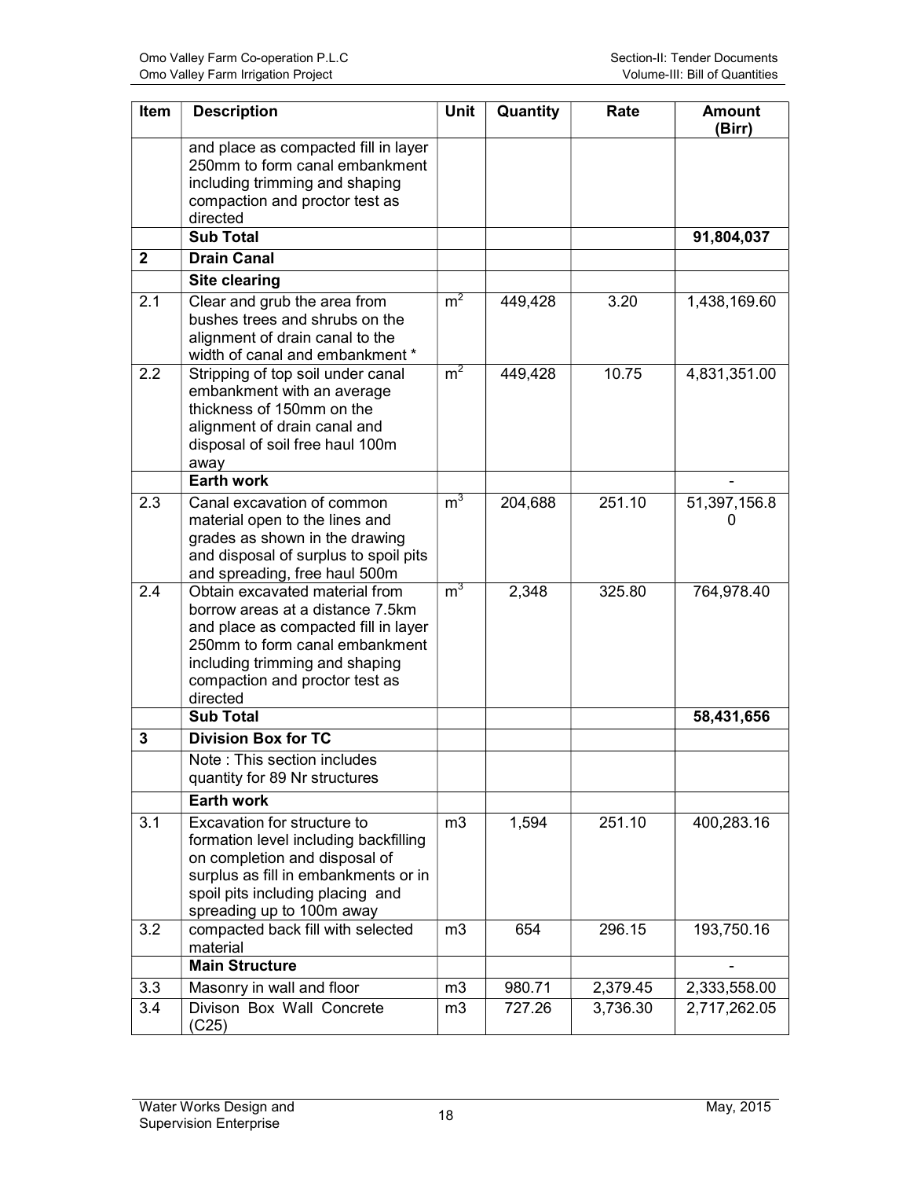| Item | Description | Unit | Quantity | Rate | Amount (Birr) |
|---|---|---|---|---|---|
| | and place as compacted fill in layer 250mm to form canal embankment including trimming and shaping compaction and proctor test as directed | | | | |
| | **Sub Total** | | | | **91,804,037** |
| **2** | **Drain Canal** | | | | |
| | **Site clearing** | | | | |
| 2.1 | Clear and grub the area from bushes trees and shrubs on the alignment of drain canal to the width of canal and embankment * | $m^2$ | 449,428 | 3.20 | 1,438,169.60 |
| 2.2 | Stripping of top soil under canal embankment with an average thickness of 150mm on the alignment of drain canal and disposal of soil free haul 100m away | $m^2$ | 449,428 | 10.75 | 4,831,351.00 |
| | **Earth work** | | | | - |
| 2.3 | Canal excavation of common material open to the lines and grades as shown in the drawing and disposal of surplus to spoil pits and spreading, free haul 500m | $m^3$ | 204,688 | 251.10 | 51,397,156.80 |
| 2.4 | Obtain excavated material from borrow areas at a distance 7.5km and place as compacted fill in layer 250mm to form canal embankment including trimming and shaping compaction and proctor test as directed | $m^3$ | 2,348 | 325.80 | 764,978.40 |
| | **Sub Total** | | | | **58,431,656** |
| **3** | **Division Box for TC** | | | | |
| | Note : This section includes quantity for 89 Nr structures | | | | |
| | **Earth work** | | | | |
| 3.1 | Excavation for structure to formation level including backfilling on completion and disposal of surplus as fill in embankments or in spoil pits including placing and spreading up to 100m away | m3 | 1,594 | 251.10 | 400,283.16 |
| 3.2 | compacted back fill with selected material | m3 | 654 | 296.15 | 193,750.16 |
| | **Main Structure** | | | | - |
| 3.3 | Masonry in wall and floor | m3 | 980.71 | 2,379.45 | 2,333,558.00 |
| 3.4 | Divison Box Wall Concrete (C25) | m3 | 727.26 | 3,736.30 | 2,717,262.05 |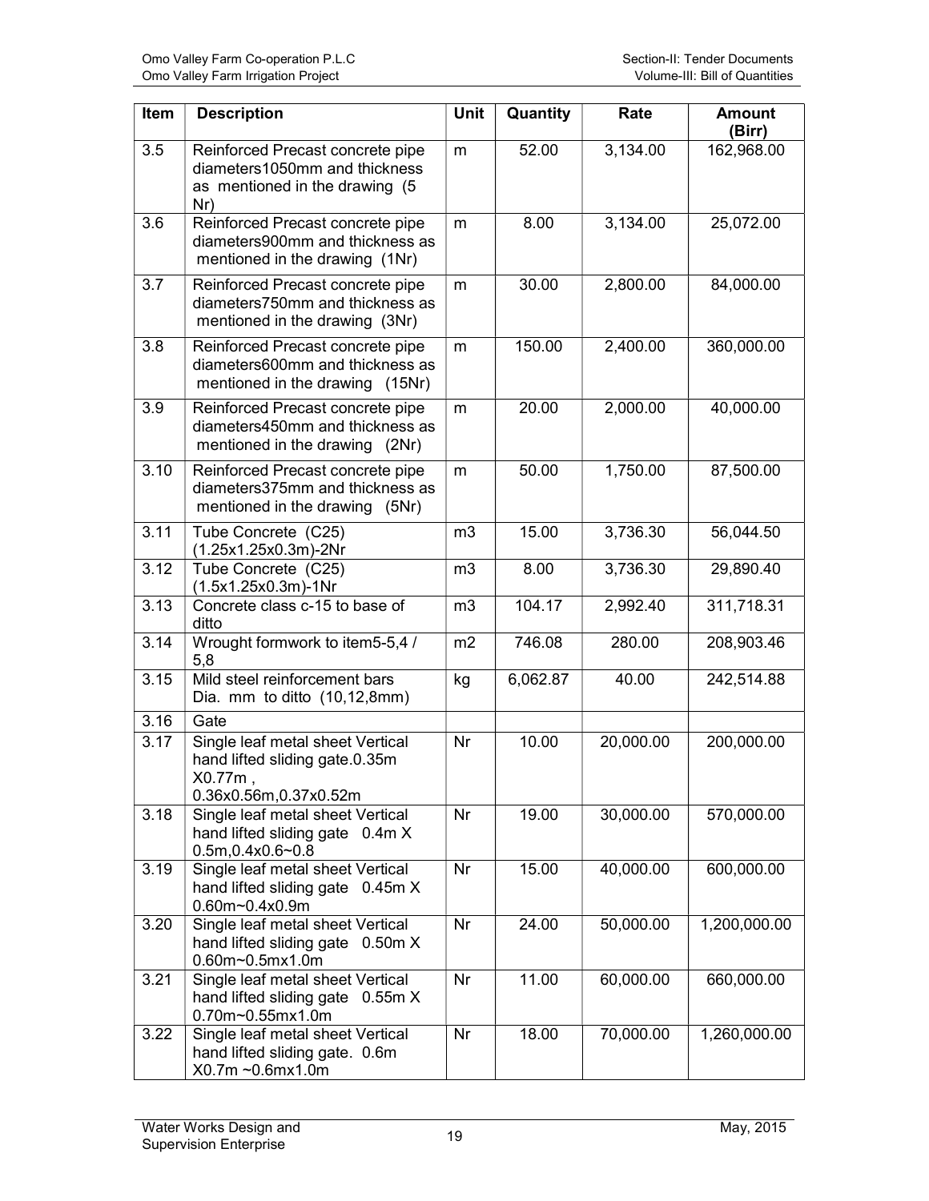| Item | Description | Unit | Quantity | Rate | Amount (Birr) |
|---|---|---|---|---|---|
| 3.5 | Reinforced Precast concrete pipe diameters1050mm and thickness as mentioned in the drawing (5 Nr) | m | 52.00 | 3,134.00 | 162,968.00 |
| 3.6 | Reinforced Precast concrete pipe diameters900mm and thickness as mentioned in the drawing (1Nr) | m | 8.00 | 3,134.00 | 25,072.00 |
| 3.7 | Reinforced Precast concrete pipe diameters750mm and thickness as mentioned in the drawing (3Nr) | m | 30.00 | 2,800.00 | 84,000.00 |
| 3.8 | Reinforced Precast concrete pipe diameters600mm and thickness as mentioned in the drawing (15Nr) | m | 150.00 | 2,400.00 | 360,000.00 |
| 3.9 | Reinforced Precast concrete pipe diameters450mm and thickness as mentioned in the drawing (2Nr) | m | 20.00 | 2,000.00 | 40,000.00 |
| 3.10 | Reinforced Precast concrete pipe diameters375mm and thickness as mentioned in the drawing (5Nr) | m | 50.00 | 1,750.00 | 87,500.00 |
| 3.11 | Tube Concrete (C25) (1.25x1.25x0.3m)-2Nr | m3 | 15.00 | 3,736.30 | 56,044.50 |
| 3.12 | Tube Concrete (C25) (1.5x1.25x0.3m)-1Nr | m3 | 8.00 | 3,736.30 | 29,890.40 |
| 3.13 | Concrete class c-15 to base of ditto | m3 | 104.17 | 2,992.40 | 311,718.31 |
| 3.14 | Wrought formwork to item5-5,4 / 5,8 | m2 | 746.08 | 280.00 | 208,903.46 |
| 3.15 | Mild steel reinforcement bars Dia. mm to ditto (10,12,8mm) | kg | 6,062.87 | 40.00 | 242,514.88 |
| 3.16 | Gate | | | | |
| 3.17 | Single leaf metal sheet Vertical hand lifted sliding gate.0.35m X0.77m , 0.36x0.56m,0.37x0.52m | Nr | 10.00 | 20,000.00 | 200,000.00 |
| 3.18 | Single leaf metal sheet Vertical hand lifted sliding gate 0.4m X 0.5m,0.4x0.6~0.8 | Nr | 19.00 | 30,000.00 | 570,000.00 |
| 3.19 | Single leaf metal sheet Vertical hand lifted sliding gate 0.45m X 0.60m~0.4x0.9m | Nr | 15.00 | 40,000.00 | 600,000.00 |
| 3.20 | Single leaf metal sheet Vertical hand lifted sliding gate 0.50m X 0.60m~0.5mx1.0m | Nr | 24.00 | 50,000.00 | 1,200,000.00 |
| 3.21 | Single leaf metal sheet Vertical hand lifted sliding gate 0.55m X 0.70m~0.55mx1.0m | Nr | 11.00 | 60,000.00 | 660,000.00 |
| 3.22 | Single leaf metal sheet Vertical hand lifted sliding gate. 0.6m X0.7m ~0.6mx1.0m | Nr | 18.00 | 70,000.00 | 1,260,000.00 |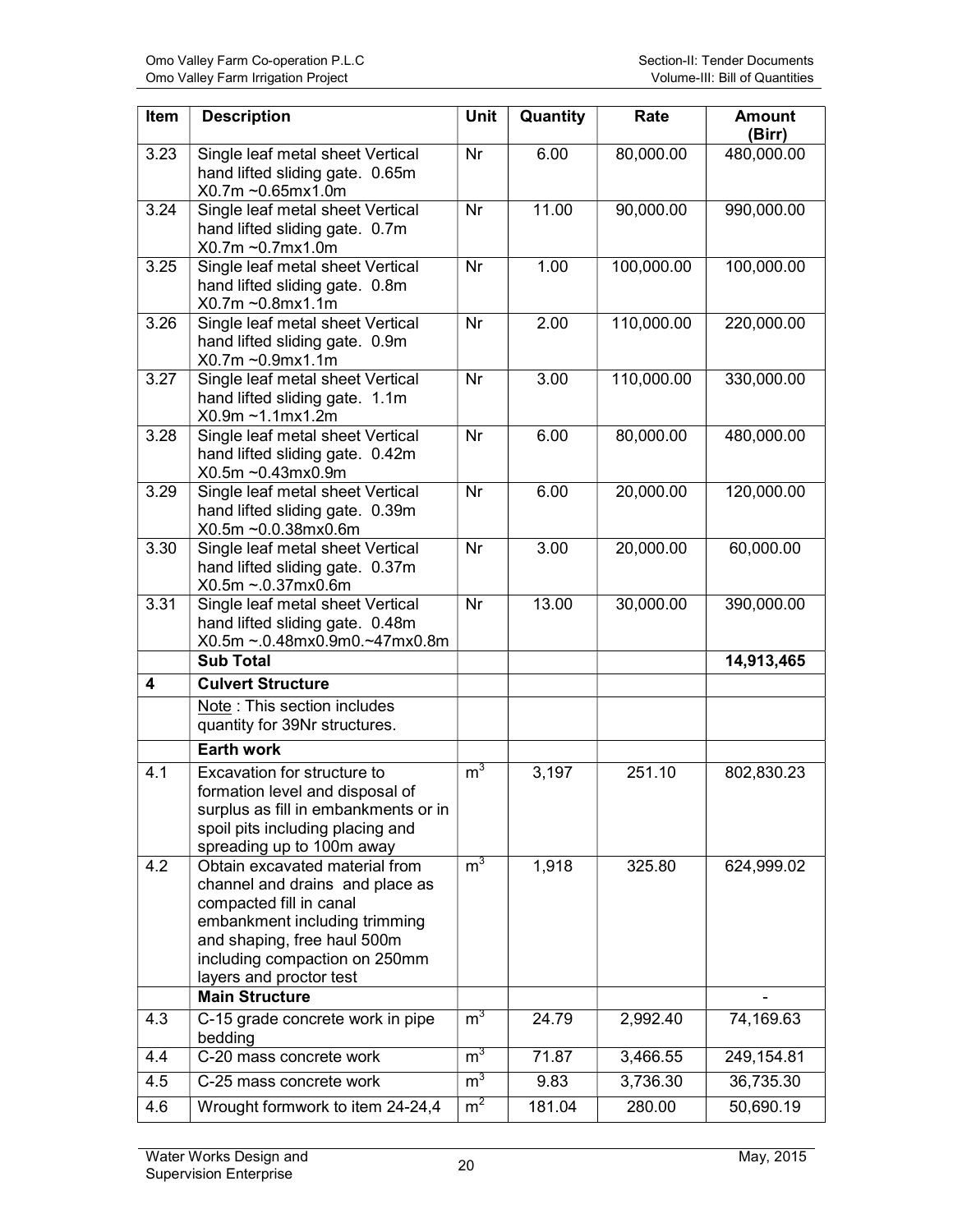| Item | Description | Unit | Quantity | Rate | Amount (Birr) |
|---|---|---|---|---|---|
| 3.23 | Single leaf metal sheet Vertical hand lifted sliding gate. 0.65m X0.7m ~0.65mx1.0m | Nr | 6.00 | 80,000.00 | 480,000.00 |
| 3.24 | Single leaf metal sheet Vertical hand lifted sliding gate. 0.7m X0.7m ~0.7mx1.0m | Nr | 11.00 | 90,000.00 | 990,000.00 |
| 3.25 | Single leaf metal sheet Vertical hand lifted sliding gate. 0.8m X0.7m ~0.8mx1.1m | Nr | 1.00 | 100,000.00 | 100,000.00 |
| 3.26 | Single leaf metal sheet Vertical hand lifted sliding gate. 0.9m X0.7m ~0.9mx1.1m | Nr | 2.00 | 110,000.00 | 220,000.00 |
| 3.27 | Single leaf metal sheet Vertical hand lifted sliding gate. 1.1m X0.9m ~1.1mx1.2m | Nr | 3.00 | 110,000.00 | 330,000.00 |
| 3.28 | Single leaf metal sheet Vertical hand lifted sliding gate. 0.42m X0.5m ~0.43mx0.9m | Nr | 6.00 | 80,000.00 | 480,000.00 |
| 3.29 | Single leaf metal sheet Vertical hand lifted sliding gate. 0.39m X0.5m ~0.0.38mx0.6m | Nr | 6.00 | 20,000.00 | 120,000.00 |
| 3.30 | Single leaf metal sheet Vertical hand lifted sliding gate. 0.37m X0.5m ~.0.37mx0.6m | Nr | 3.00 | 20,000.00 | 60,000.00 |
| 3.31 | Single leaf metal sheet Vertical hand lifted sliding gate. 0.48m X0.5m ~.0.48mx0.9m0.~47mx0.8m | Nr | 13.00 | 30,000.00 | 390,000.00 |
| | **Sub Total** | | | | **14,913,465** |
| **4** | **Culvert Structure** | | | | |
| | Note : This section includes quantity for 39Nr structures. | | | | |
| | **Earth work** | | | | |
| 4.1 | Excavation for structure to formation level and disposal of surplus as fill in embankments or in spoil pits including placing and spreading up to 100m away | $m^3$ | 3,197 | 251.10 | 802,830.23 |
| 4.2 | Obtain excavated material from channel and drains and place as compacted fill in canal embankment including trimming and shaping, free haul 500m including compaction on 250mm layers and proctor test | $m^3$ | 1,918 | 325.80 | 624,999.02 |
| | **Main Structure** | | | | - |
| 4.3 | C-15 grade concrete work in pipe bedding | $m^3$ | 24.79 | 2,992.40 | 74,169.63 |
| 4.4 | C-20 mass concrete work | $m^3$ | 71.87 | 3,466.55 | 249,154.81 |
| 4.5 | C-25 mass concrete work | $m^3$ | 9.83 | 3,736.30 | 36,735.30 |
| 4.6 | Wrought formwork to item 24-24,4 | $m^2$ | 181.04 | 280.00 | 50,690.19 |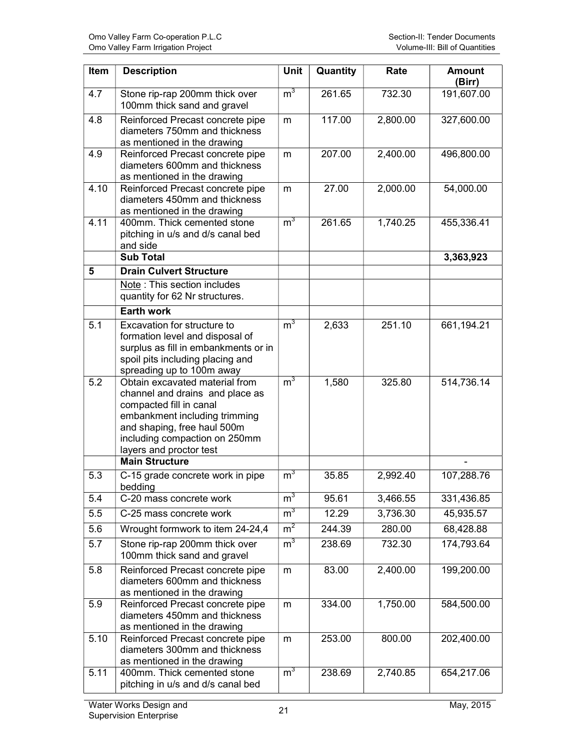| Item | Description | Unit | Quantity | Rate | Amount (Birr) |
|---|---|---|---|---|---|
| 4.7 | Stone rip-rap 200mm thick over 100mm thick sand and gravel | $m^3$ | 261.65 | 732.30 | 191,607.00 |
| 4.8 | Reinforced Precast concrete pipe diameters 750mm and thickness as mentioned in the drawing | m | 117.00 | 2,800.00 | 327,600.00 |
| 4.9 | Reinforced Precast concrete pipe diameters 600mm and thickness as mentioned in the drawing | m | 207.00 | 2,400.00 | 496,800.00 |
| 4.10 | Reinforced Precast concrete pipe diameters 450mm and thickness as mentioned in the drawing | m | 27.00 | 2,000.00 | 54,000.00 |
| 4.11 | 400mm. Thick cemented stone pitching in u/s and d/s canal bed and side | $m^3$ | 261.65 | 1,740.25 | 455,336.41 |
| | **Sub Total** | | | | **3,363,923** |
| **5** | **Drain Culvert Structure** | | | | |
| | Note : This section includes quantity for 62 Nr structures. | | | | |
| | **Earth work** | | | | |
| 5.1 | Excavation for structure to formation level and disposal of surplus as fill in embankments or in spoil pits including placing and spreading up to 100m away | $m^3$ | 2,633 | 251.10 | 661,194.21 |
| 5.2 | Obtain excavated material from channel and drains and place as compacted fill in canal embankment including trimming and shaping, free haul 500m including compaction on 250mm layers and proctor test | $m^3$ | 1,580 | 325.80 | 514,736.14 |
| | **Main Structure** | | | | - |
| 5.3 | C-15 grade concrete work in pipe bedding | $m^3$ | 35.85 | 2,992.40 | 107,288.76 |
| 5.4 | C-20 mass concrete work | $m^3$ | 95.61 | 3,466.55 | 331,436.85 |
| 5.5 | C-25 mass concrete work | $m^3$ | 12.29 | 3,736.30 | 45,935.57 |
| 5.6 | Wrought formwork to item 24-24,4 | $m^2$ | 244.39 | 280.00 | 68,428.88 |
| 5.7 | Stone rip-rap 200mm thick over 100mm thick sand and gravel | $m^3$ | 238.69 | 732.30 | 174,793.64 |
| 5.8 | Reinforced Precast concrete pipe diameters 600mm and thickness as mentioned in the drawing | m | 83.00 | 2,400.00 | 199,200.00 |
| 5.9 | Reinforced Precast concrete pipe diameters 450mm and thickness as mentioned in the drawing | m | 334.00 | 1,750.00 | 584,500.00 |
| 5.10 | Reinforced Precast concrete pipe diameters 300mm and thickness as mentioned in the drawing | m | 253.00 | 800.00 | 202,400.00 |
| 5.11 | 400mm. Thick cemented stone pitching in u/s and d/s canal bed | $m^3$ | 238.69 | 2,740.85 | 654,217.06 |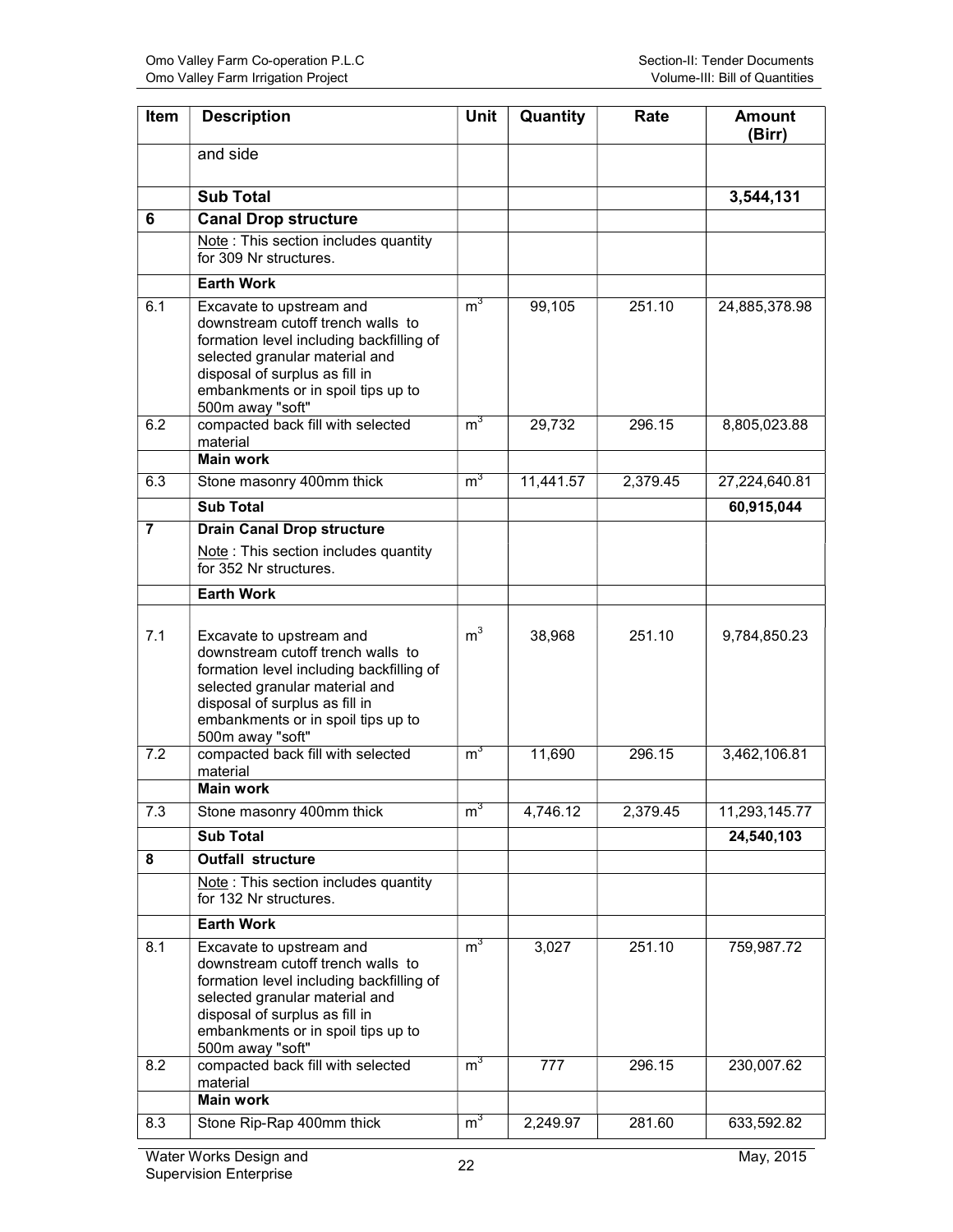| Item | Description | Unit | Quantity | Rate | Amount (Birr) |
|---|---|---|---|---|---|
| | and side | | | | |
| | **Sub Total** | | | | **3,544,131** |
| **6** | **Canal Drop structure** | | | | |
| | Note : This section includes quantity for 309 Nr structures. | | | | |
| | **Earth Work** | | | | |
| 6.1 | Excavate to upstream and downstream cutoff trench walls to formation level including backfilling of selected granular material and disposal of surplus as fill in embankments or in spoil tips up to 500m away "soft" | $m^3$ | 99,105 | 251.10 | 24,885,378.98 |
| 6.2 | compacted back fill with selected material | $m^3$ | 29,732 | 296.15 | 8,805,023.88 |
| | **Main work** | | | | |
| 6.3 | Stone masonry 400mm thick | $m^3$ | 11,441.57 | 2,379.45 | 27,224,640.81 |
| | **Sub Total** | | | | **60,915,044** |
| **7** | **Drain Canal Drop structure** | | | | |
| | Note : This section includes quantity for 352 Nr structures. | | | | |
| | **Earth Work** | | | | |
| 7.1 | Excavate to upstream and downstream cutoff trench walls to formation level including backfilling of selected granular material and disposal of surplus as fill in embankments or in spoil tips up to 500m away "soft" | $m^3$ | 38,968 | 251.10 | 9,784,850.23 |
| 7.2 | compacted back fill with selected material | $m^3$ | 11,690 | 296.15 | 3,462,106.81 |
| | **Main work** | | | | |
| 7.3 | Stone masonry 400mm thick | $m^3$ | 4,746.12 | 2,379.45 | 11,293,145.77 |
| | **Sub Total** | | | | **24,540,103** |
| **8** | **Outfall structure** | | | | |
| | Note : This section includes quantity for 132 Nr structures. | | | | |
| | **Earth Work** | | | | |
| 8.1 | Excavate to upstream and downstream cutoff trench walls to formation level including backfilling of selected granular material and disposal of surplus as fill in embankments or in spoil tips up to 500m away "soft" | $m^3$ | 3,027 | 251.10 | 759,987.72 |
| 8.2 | compacted back fill with selected material | $m^3$ | 777 | 296.15 | 230,007.62 |
| | **Main work** | | | | |
| 8.3 | Stone Rip-Rap 400mm thick | $m^3$ | 2,249.97 | 281.60 | 633,592.82 |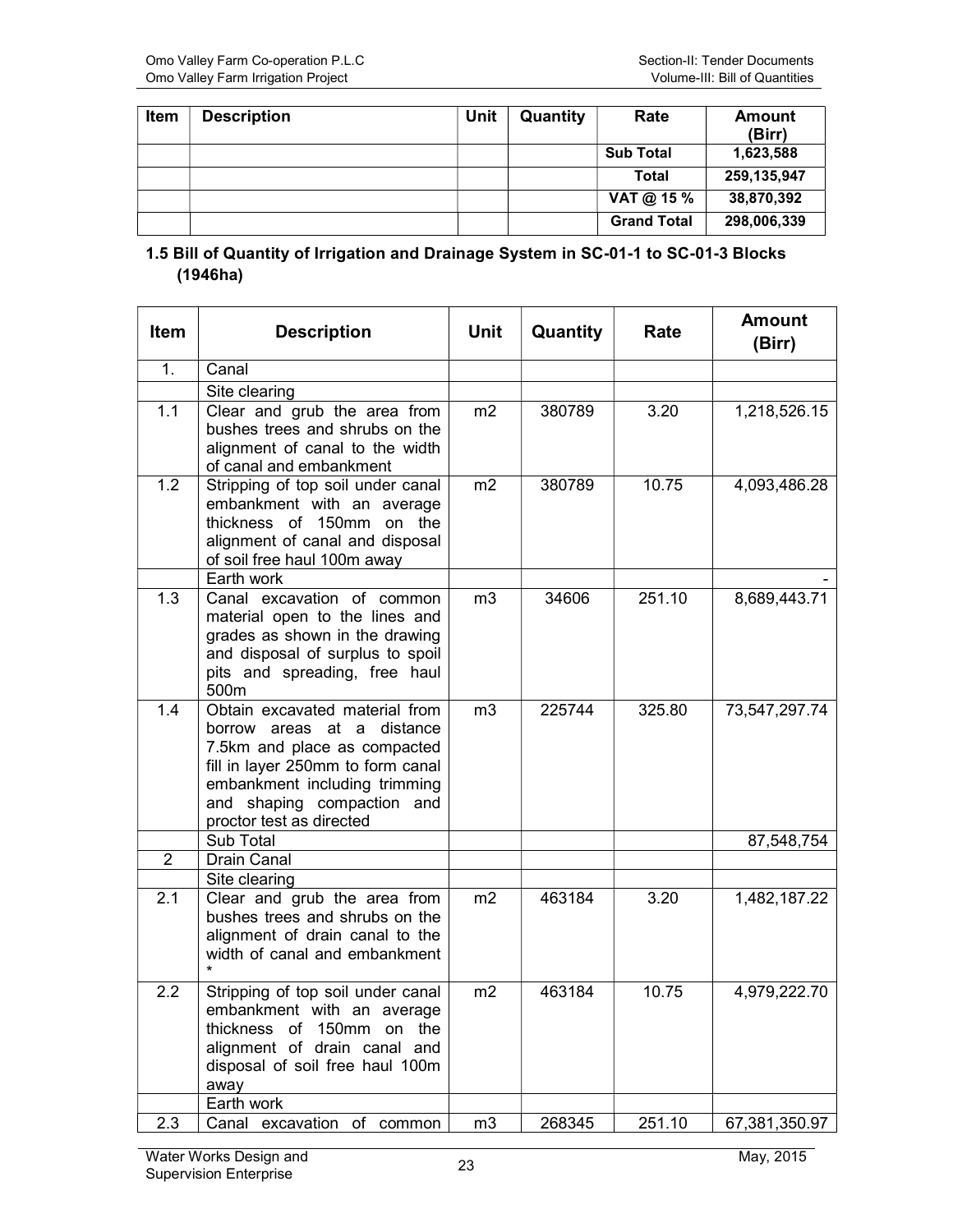| Item | Description | Unit | Quantity | Rate | Amount (Birr) |
|---|---|---|---|---|---|
| | | | | **Sub Total** | **1,623,588** |
| | | | | **Total** | **259,135,947** |
| | | | | **VAT @ 15 %** | **38,870,392** |
| | | | | **Grand Total** | **298,006,339** |

## 1.5 Bill of Quantity of Irrigation and Drainage System in SC-01-1 to SC-01-3 Blocks (1946ha)

| Item | Description | Unit | Quantity | Rate | Amount (Birr) |
|---|---|---|---|---|---|
| 1. | Canal | | | | |
| | Site clearing | | | | |
| 1.1 | Clear and grub the area from bushes trees and shrubs on the alignment of canal to the width of canal and embankment | m2 | 380789 | 3.20 | 1,218,526.15 |
| 1.2 | Stripping of top soil under canal embankment with an average thickness of 150mm on the alignment of canal and disposal of soil free haul 100m away | m2 | 380789 | 10.75 | 4,093,486.28 |
| | Earth work | | | | - |
| 1.3 | Canal excavation of common material open to the lines and grades as shown in the drawing and disposal of surplus to spoil pits and spreading, free haul 500m | m3 | 34606 | 251.10 | 8,689,443.71 |
| 1.4 | Obtain excavated material from borrow areas at a distance 7.5km and place as compacted fill in layer 250mm to form canal embankment including trimming and shaping compaction and proctor test as directed | m3 | 225744 | 325.80 | 73,547,297.74 |
| | Sub Total | | | | 87,548,754 |
| 2 | Drain Canal | | | | |
| | Site clearing | | | | |
| 2.1 | Clear and grub the area from bushes trees and shrubs on the alignment of drain canal to the width of canal and embankment * | m2 | 463184 | 3.20 | 1,482,187.22 |
| 2.2 | Stripping of top soil under canal embankment with an average thickness of 150mm on the alignment of drain canal and disposal of soil free haul 100m away | m2 | 463184 | 10.75 | 4,979,222.70 |
| | Earth work | | | | |
| 2.3 | Canal excavation of common | m3 | 268345 | 251.10 | 67,381,350.97 |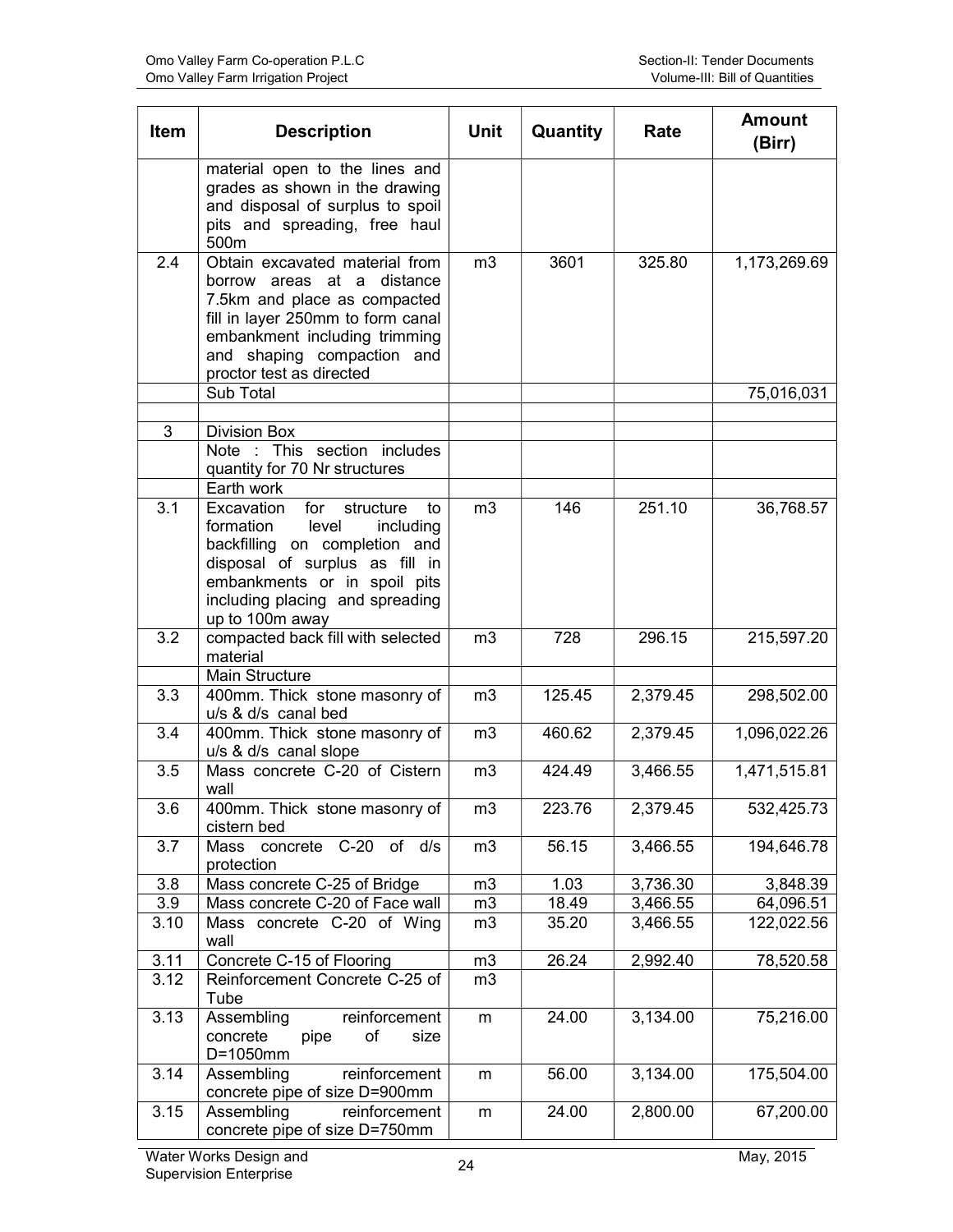| Item | Description | Unit | Quantity | Rate | Amount (Birr) |
|---|---|---|---|---|---|
| | material open to the lines and grades as shown in the drawing and disposal of surplus to spoil pits and spreading, free haul 500m | | | | |
| 2.4 | Obtain excavated material from borrow areas at a distance 7.5km and place as compacted fill in layer 250mm to form canal embankment including trimming and shaping compaction and proctor test as directed | m3 | 3601 | 325.80 | 1,173,269.69 |
| | Sub Total | | | | 75,016,031 |
| | | | | | |
| 3 | Division Box | | | | |
| | Note : This section includes quantity for 70 Nr structures | | | | |
| | Earth work | | | | |
| 3.1 | Excavation for structure to formation level including backfilling on completion and disposal of surplus as fill in embankments or in spoil pits including placing and spreading up to 100m away | m3 | 146 | 251.10 | 36,768.57 |
| 3.2 | compacted back fill with selected material | m3 | 728 | 296.15 | 215,597.20 |
| | Main Structure | | | | |
| 3.3 | 400mm. Thick stone masonry of u/s & d/s canal bed | m3 | 125.45 | 2,379.45 | 298,502.00 |
| 3.4 | 400mm. Thick stone masonry of u/s & d/s canal slope | m3 | 460.62 | 2,379.45 | 1,096,022.26 |
| 3.5 | Mass concrete C-20 of Cistern wall | m3 | 424.49 | 3,466.55 | 1,471,515.81 |
| 3.6 | 400mm. Thick stone masonry of cistern bed | m3 | 223.76 | 2,379.45 | 532,425.73 |
| 3.7 | Mass concrete C-20 of d/s protection | m3 | 56.15 | 3,466.55 | 194,646.78 |
| 3.8 | Mass concrete C-25 of Bridge | m3 | 1.03 | 3,736.30 | 3,848.39 |
| 3.9 | Mass concrete C-20 of Face wall | m3 | 18.49 | 3,466.55 | 64,096.51 |
| 3.10 | Mass concrete C-20 of Wing wall | m3 | 35.20 | 3,466.55 | 122,022.56 |
| 3.11 | Concrete C-15 of Flooring | m3 | 26.24 | 2,992.40 | 78,520.58 |
| 3.12 | Reinforcement Concrete C-25 of Tube | m3 | | | |
| 3.13 | Assembling reinforcement concrete pipe of size D=1050mm | m | 24.00 | 3,134.00 | 75,216.00 |
| 3.14 | Assembling reinforcement concrete pipe of size D=900mm | m | 56.00 | 3,134.00 | 175,504.00 |
| 3.15 | Assembling reinforcement concrete pipe of size D=750mm | m | 24.00 | 2,800.00 | 67,200.00 |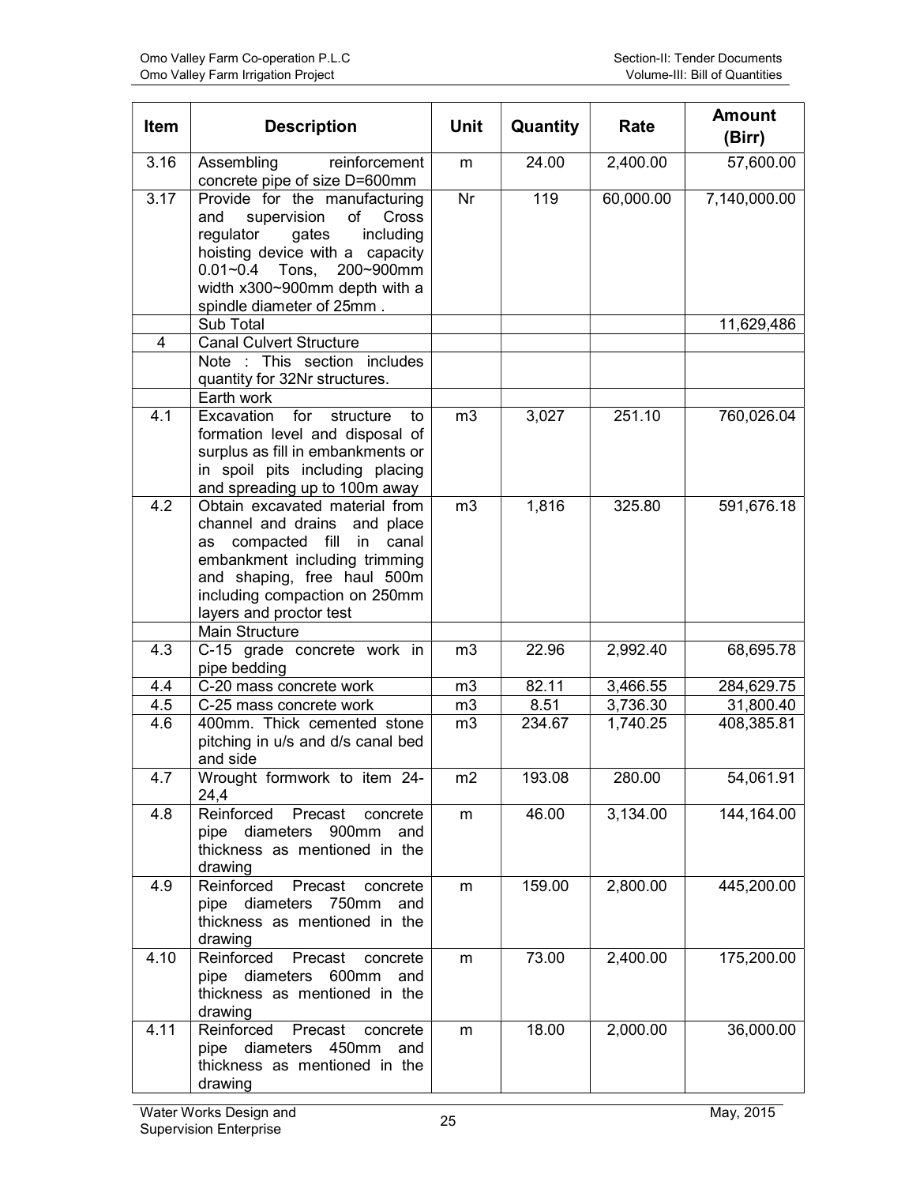| Item | Description | Unit | Quantity | Rate | Amount (Birr) |
|---|---|---|---|---|---|
| 3.16 | Assembling reinforcement concrete pipe of size D=600mm | m | 24.00 | 2,400.00 | 57,600.00 |
| 3.17 | Provide for the manufacturing and supervision of Cross regulator gates including hoisting device with a capacity 0.01~0.4 Tons, 200~900mm width x300~900mm depth with a spindle diameter of 25mm . | Nr | 119 | 60,000.00 | 7,140,000.00 |
| | Sub Total | | | | 11,629,486 |
| 4 | Canal Culvert Structure | | | | |
| | Note : This section includes quantity for 32Nr structures. | | | | |
| | Earth work | | | | |
| 4.1 | Excavation for structure to formation level and disposal of surplus as fill in embankments or in spoil pits including placing and spreading up to 100m away | m3 | 3,027 | 251.10 | 760,026.04 |
| 4.2 | Obtain excavated material from channel and drains and place as compacted fill in canal embankment including trimming and shaping, free haul 500m including compaction on 250mm layers and proctor test | m3 | 1,816 | 325.80 | 591,676.18 |
| | Main Structure | | | | |
| 4.3 | C-15 grade concrete work in pipe bedding | m3 | 22.96 | 2,992.40 | 68,695.78 |
| 4.4 | C-20 mass concrete work | m3 | 82.11 | 3,466.55 | 284,629.75 |
| 4.5 | C-25 mass concrete work | m3 | 8.51 | 3,736.30 | 31,800.40 |
| 4.6 | 400mm. Thick cemented stone pitching in u/s and d/s canal bed and side | m3 | 234.67 | 1,740.25 | 408,385.81 |
| 4.7 | Wrought formwork to item 24-24,4 | m2 | 193.08 | 280.00 | 54,061.91 |
| 4.8 | Reinforced Precast concrete pipe diameters 900mm and thickness as mentioned in the drawing | m | 46.00 | 3,134.00 | 144,164.00 |
| 4.9 | Reinforced Precast concrete pipe diameters 750mm and thickness as mentioned in the drawing | m | 159.00 | 2,800.00 | 445,200.00 |
| 4.10 | Reinforced Precast concrete pipe diameters 600mm and thickness as mentioned in the drawing | m | 73.00 | 2,400.00 | 175,200.00 |
| 4.11 | Reinforced Precast concrete pipe diameters 450mm and thickness as mentioned in the drawing | m | 18.00 | 2,000.00 | 36,000.00 |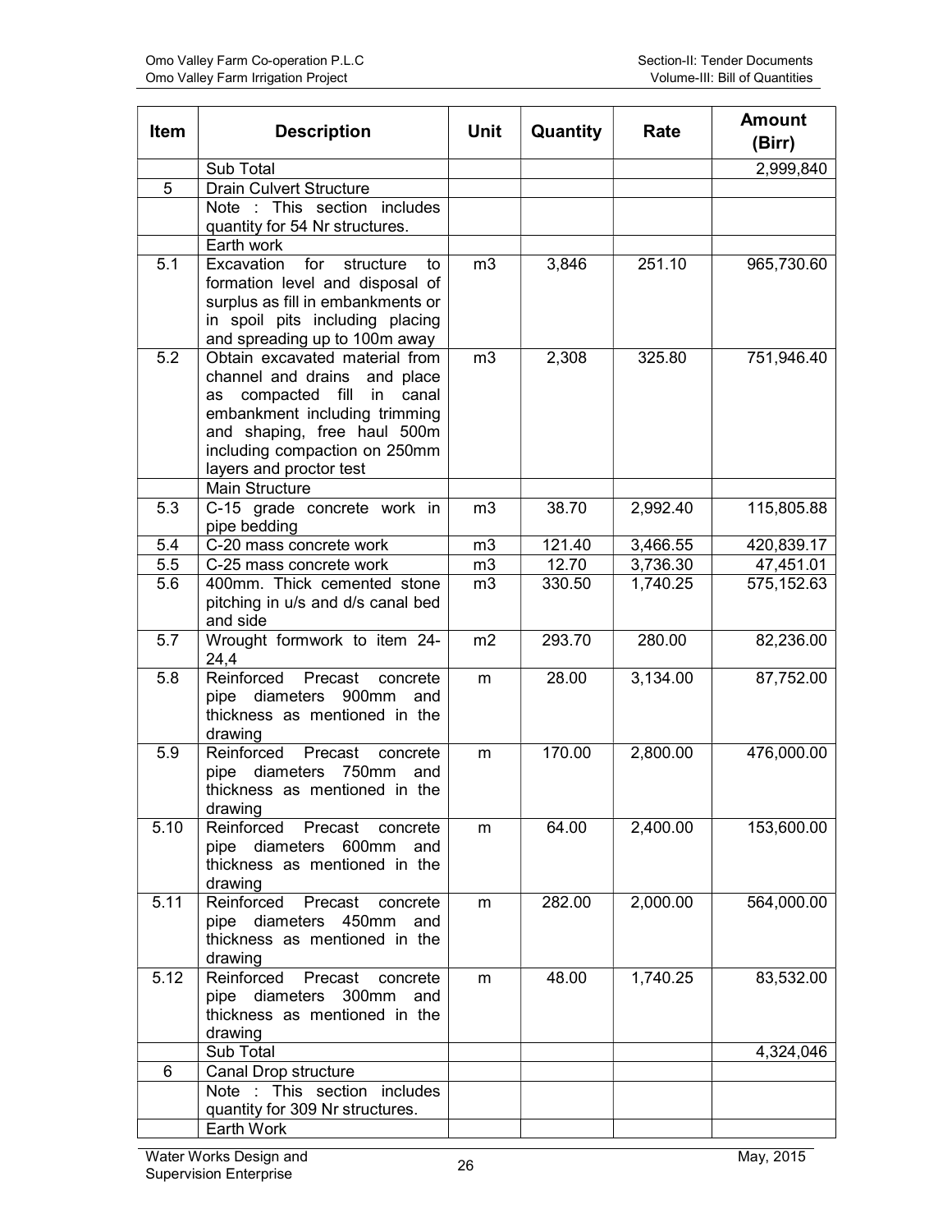| Item | Description | Unit | Quantity | Rate | Amount (Birr) |
|---|---|---|---|---|---|
| | Sub Total | | | | 2,999,840 |
| 5 | Drain Culvert Structure | | | | |
| | Note : This section includes quantity for 54 Nr structures. | | | | |
| | Earth work | | | | |
| 5.1 | Excavation for structure to formation level and disposal of surplus as fill in embankments or in spoil pits including placing and spreading up to 100m away | m3 | 3,846 | 251.10 | 965,730.60 |
| 5.2 | Obtain excavated material from channel and drains and place as compacted fill in canal embankment including trimming and shaping, free haul 500m including compaction on 250mm layers and proctor test | m3 | 2,308 | 325.80 | 751,946.40 |
| | Main Structure | | | | |
| 5.3 | C-15 grade concrete work in pipe bedding | m3 | 38.70 | 2,992.40 | 115,805.88 |
| 5.4 | C-20 mass concrete work | m3 | 121.40 | 3,466.55 | 420,839.17 |
| 5.5 | C-25 mass concrete work | m3 | 12.70 | 3,736.30 | 47,451.01 |
| 5.6 | 400mm. Thick cemented stone pitching in u/s and d/s canal bed and side | m3 | 330.50 | 1,740.25 | 575,152.63 |
| 5.7 | Wrought formwork to item 24-24,4 | m2 | 293.70 | 280.00 | 82,236.00 |
| 5.8 | Reinforced Precast concrete pipe diameters 900mm and thickness as mentioned in the drawing | m | 28.00 | 3,134.00 | 87,752.00 |
| 5.9 | Reinforced Precast concrete pipe diameters 750mm and thickness as mentioned in the drawing | m | 170.00 | 2,800.00 | 476,000.00 |
| 5.10 | Reinforced Precast concrete pipe diameters 600mm and thickness as mentioned in the drawing | m | 64.00 | 2,400.00 | 153,600.00 |
| 5.11 | Reinforced Precast concrete pipe diameters 450mm and thickness as mentioned in the drawing | m | 282.00 | 2,000.00 | 564,000.00 |
| 5.12 | Reinforced Precast concrete pipe diameters 300mm and thickness as mentioned in the drawing | m | 48.00 | 1,740.25 | 83,532.00 |
| | Sub Total | | | | 4,324,046 |
| 6 | Canal Drop structure | | | | |
| | Note : This section includes quantity for 309 Nr structures. | | | | |
| | Earth Work | | | | |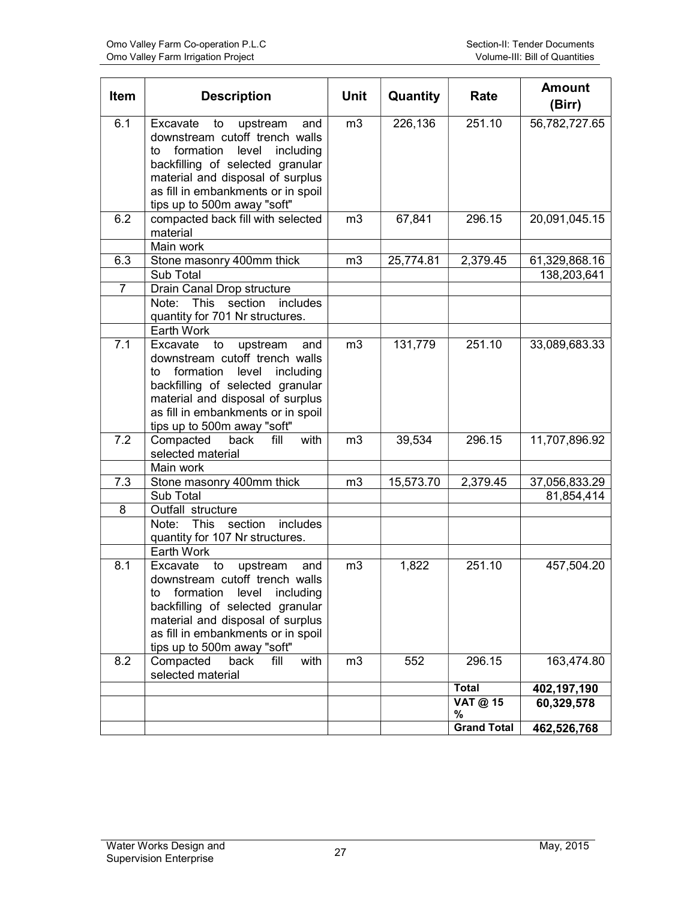| Item | Description | Unit | Quantity | Rate | Amount (Birr) |
|---|---|---|---|---|---|
| 6.1 | Excavate to upstream and downstream cutoff trench walls to formation level including backfilling of selected granular material and disposal of surplus as fill in embankments or in spoil tips up to 500m away "soft" | m3 | 226,136 | 251.10 | 56,782,727.65 |
| 6.2 | compacted back fill with selected material | m3 | 67,841 | 296.15 | 20,091,045.15 |
| | Main work | | | | |
| 6.3 | Stone masonry 400mm thick | m3 | 25,774.81 | 2,379.45 | 61,329,868.16 |
| | Sub Total | | | | 138,203,641 |
| 7 | Drain Canal Drop structure | | | | |
| | Note: This section includes quantity for 701 Nr structures. | | | | |
| | Earth Work | | | | |
| 7.1 | Excavate to upstream and downstream cutoff trench walls to formation level including backfilling of selected granular material and disposal of surplus as fill in embankments or in spoil tips up to 500m away "soft" | m3 | 131,779 | 251.10 | 33,089,683.33 |
| 7.2 | Compacted back fill with selected material | m3 | 39,534 | 296.15 | 11,707,896.92 |
| | Main work | | | | |
| 7.3 | Stone masonry 400mm thick | m3 | 15,573.70 | 2,379.45 | 37,056,833.29 |
| | Sub Total | | | | 81,854,414 |
| 8 | Outfall structure | | | | |
| | Note: This section includes quantity for 107 Nr structures. | | | | |
| | Earth Work | | | | |
| 8.1 | Excavate to upstream and downstream cutoff trench walls to formation level including backfilling of selected granular material and disposal of surplus as fill in embankments or in spoil tips up to 500m away "soft" | m3 | 1,822 | 251.10 | 457,504.20 |
| 8.2 | Compacted back fill with selected material | m3 | 552 | 296.15 | 163,474.80 |
| | | | | **Total** | **402,197,190** |
| | | | | **VAT @ 15 %** | **60,329,578** |
| | | | | **Grand Total** | **462,526,768** |